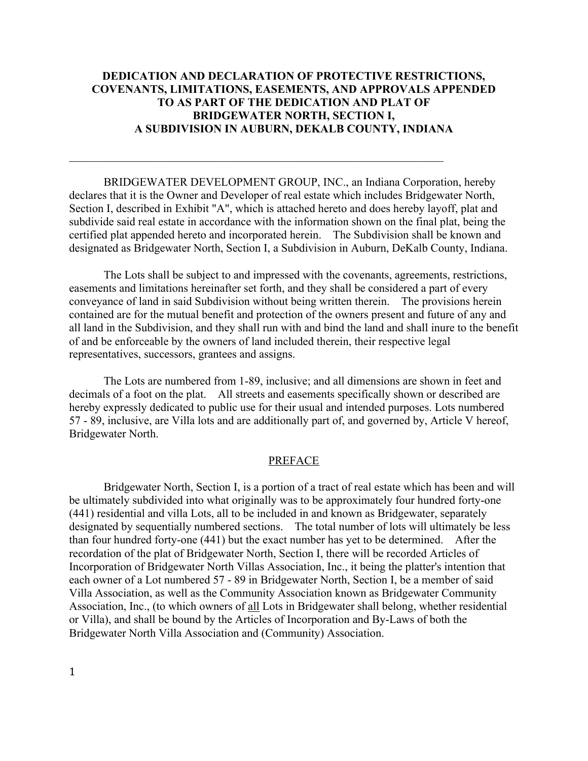**DEDICATION AND DECLARATION OF PROTECTIVE RESTRICTIONS, COVENANTS, LIMITATIONS, EASEMENTS, AND APPROVALS APPENDED TO AS PART OF THE DEDICATION AND PLAT OF BRIDGEWATER NORTH, SECTION I, A SUBDIVISION IN AUBURN, DEKALB COUNTY, INDIANA**

---

BRIDGEWATER DEVELOPMENT GROUP, INC., an Indiana Corporation, hereby declares that it is the Owner and Developer of real estate which includes Bridgewater North, Section I, described in Exhibit "A", which is attached hereto and does hereby layoff, plat and subdivide said real estate in accordance with the information shown on the final plat, being the certified plat appended hereto and incorporated herein. The Subdivision shall be known and designated as Bridgewater North, Section I, a Subdivision in Auburn, DeKalb County, Indiana.

The Lots shall be subject to and impressed with the covenants, agreements, restrictions, easements and limitations hereinafter set forth, and they shall be considered a part of every conveyance of land in said Subdivision without being written therein. The provisions herein contained are for the mutual benefit and protection of the owners present and future of any and all land in the Subdivision, and they shall run with and bind the land and shall inure to the benefit of and be enforceable by the owners of land included therein, their respective legal representatives, successors, grantees and assigns.

The Lots are numbered from 1-89, inclusive; and all dimensions are shown in feet and decimals of a foot on the plat. All streets and easements specifically shown or described are hereby expressly dedicated to public use for their usual and intended purposes. Lots numbered 57 - 89, inclusive, are Villa lots and are additionally part of, and governed by, Article V hereof, Bridgewater North.

## PREFACE

Bridgewater North, Section I, is a portion of a tract of real estate which has been and will be ultimately subdivided into what originally was to be approximately four hundred forty-one (441) residential and villa Lots, all to be included in and known as Bridgewater, separately designated by sequentially numbered sections. The total number of lots will ultimately be less than four hundred forty-one (441) but the exact number has yet to be determined. After the recordation of the plat of Bridgewater North, Section I, there will be recorded Articles of Incorporation of Bridgewater North Villas Association, Inc., it being the platter's intention that each owner of a Lot numbered 57 - 89 in Bridgewater North, Section I, be a member of said Villa Association, as well as the Community Association known as Bridgewater Community Association, Inc., (to which owners of all Lots in Bridgewater shall belong, whether residential or Villa), and shall be bound by the Articles of Incorporation and By-Laws of both the Bridgewater North Villa Association and (Community) Association.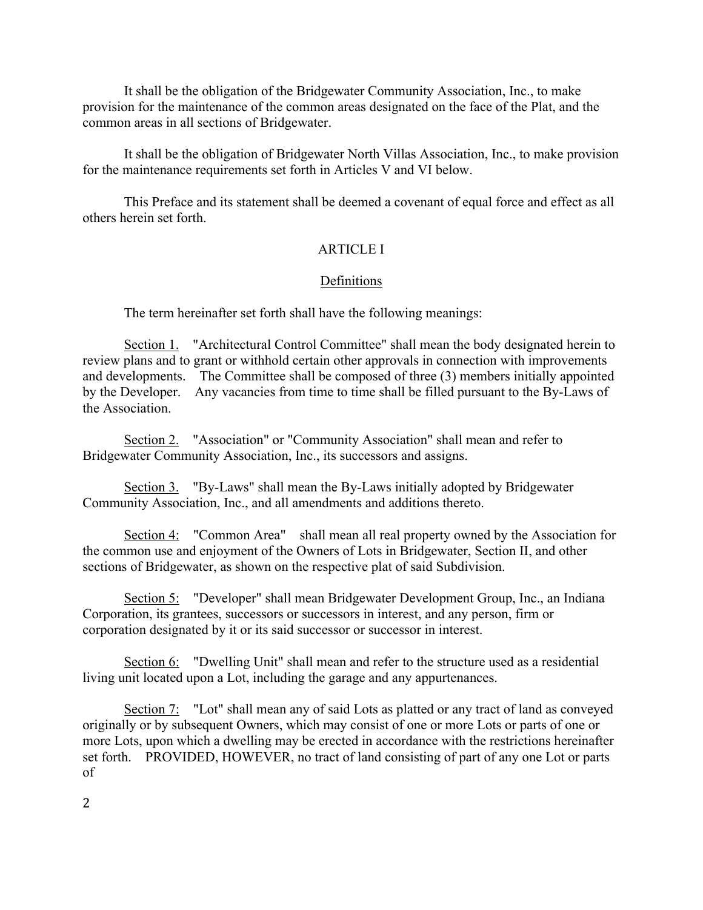It shall be the obligation of the Bridgewater Community Association, Inc., to make provision for the maintenance of the common areas designated on the face of the Plat, and the common areas in all sections of Bridgewater.

It shall be the obligation of Bridgewater North Villas Association, Inc., to make provision for the maintenance requirements set forth in Articles V and VI below.

This Preface and its statement shall be deemed a covenant of equal force and effect as all others herein set forth.

## ARTICLE I

### Definitions

The term hereinafter set forth shall have the following meanings:

Section 1. "Architectural Control Committee" shall mean the body designated herein to review plans and to grant or withhold certain other approvals in connection with improvements and developments. The Committee shall be composed of three (3) members initially appointed by the Developer. Any vacancies from time to time shall be filled pursuant to the By-Laws of the Association.

Section 2. "Association" or "Community Association" shall mean and refer to Bridgewater Community Association, Inc., its successors and assigns.

Section 3. "By-Laws" shall mean the By-Laws initially adopted by Bridgewater Community Association, Inc., and all amendments and additions thereto.

Section 4: "Common Area" shall mean all real property owned by the Association for the common use and enjoyment of the Owners of Lots in Bridgewater, Section II, and other sections of Bridgewater, as shown on the respective plat of said Subdivision.

Section 5: "Developer" shall mean Bridgewater Development Group, Inc., an Indiana Corporation, its grantees, successors or successors in interest, and any person, firm or corporation designated by it or its said successor or successor in interest.

Section 6: "Dwelling Unit" shall mean and refer to the structure used as a residential living unit located upon a Lot, including the garage and any appurtenances.

Section 7: "Lot" shall mean any of said Lots as platted or any tract of land as conveyed originally or by subsequent Owners, which may consist of one or more Lots or parts of one or more Lots, upon which a dwelling may be erected in accordance with the restrictions hereinafter set forth. PROVIDED, HOWEVER, no tract of land consisting of part of any one Lot or parts of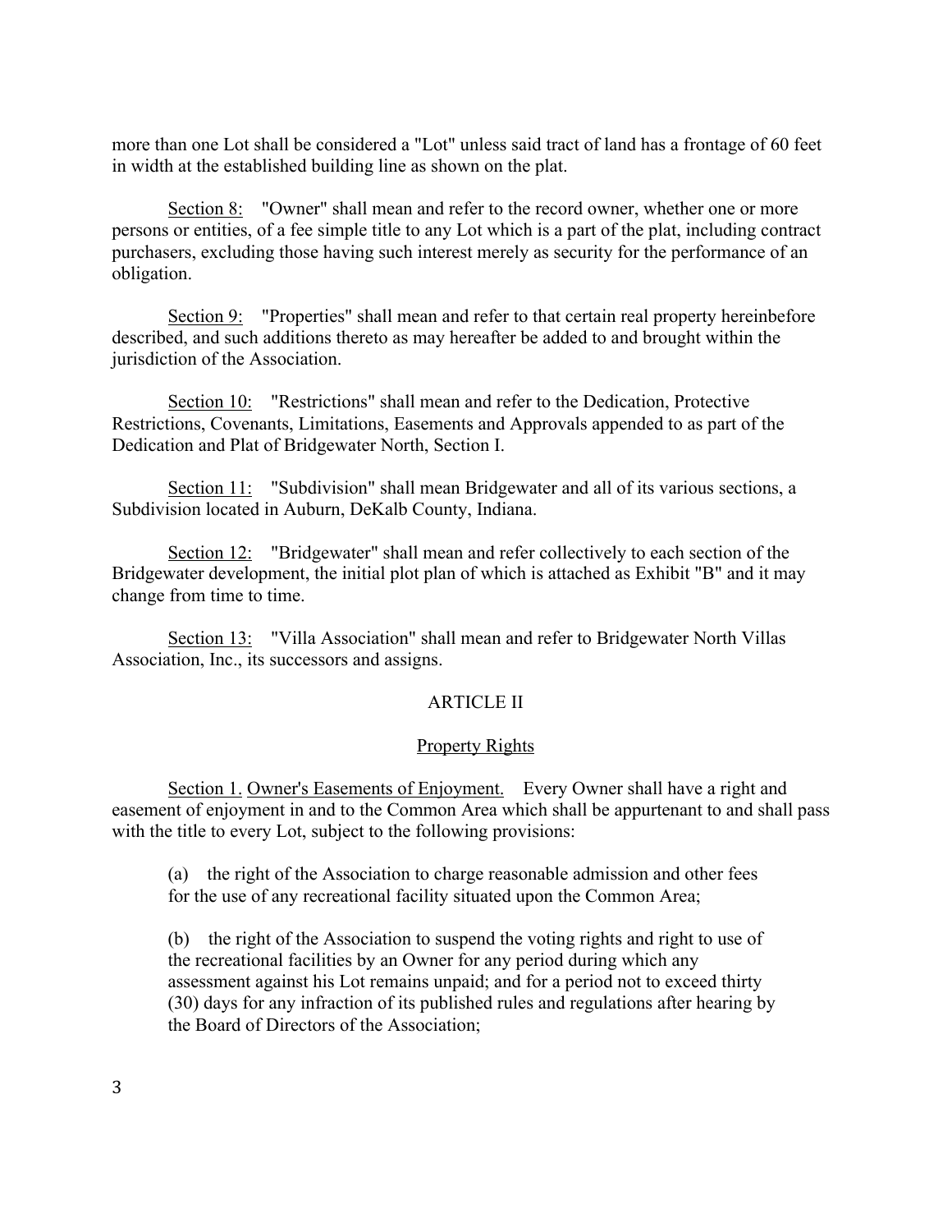more than one Lot shall be considered a "Lot" unless said tract of land has a frontage of 60 feet in width at the established building line as shown on the plat.

Section 8: "Owner" shall mean and refer to the record owner, whether one or more persons or entities, of a fee simple title to any Lot which is a part of the plat, including contract purchasers, excluding those having such interest merely as security for the performance of an obligation.

Section 9: "Properties" shall mean and refer to that certain real property hereinbefore described, and such additions thereto as may hereafter be added to and brought within the jurisdiction of the Association.

Section 10: "Restrictions" shall mean and refer to the Dedication, Protective Restrictions, Covenants, Limitations, Easements and Approvals appended to as part of the Dedication and Plat of Bridgewater North, Section I.

Section 11: "Subdivision" shall mean Bridgewater and all of its various sections, a Subdivision located in Auburn, DeKalb County, Indiana.

Section 12: "Bridgewater" shall mean and refer collectively to each section of the Bridgewater development, the initial plot plan of which is attached as Exhibit "B" and it may change from time to time.

Section 13: "Villa Association" shall mean and refer to Bridgewater North Villas Association, Inc., its successors and assigns.

## ARTICLE II

### Property Rights

Section 1. Owner's Easements of Enjoyment. Every Owner shall have a right and easement of enjoyment in and to the Common Area which shall be appurtenant to and shall pass with the title to every Lot, subject to the following provisions:

(a) the right of the Association to charge reasonable admission and other fees for the use of any recreational facility situated upon the Common Area;

(b) the right of the Association to suspend the voting rights and right to use of the recreational facilities by an Owner for any period during which any assessment against his Lot remains unpaid; and for a period not to exceed thirty (30) days for any infraction of its published rules and regulations after hearing by the Board of Directors of the Association;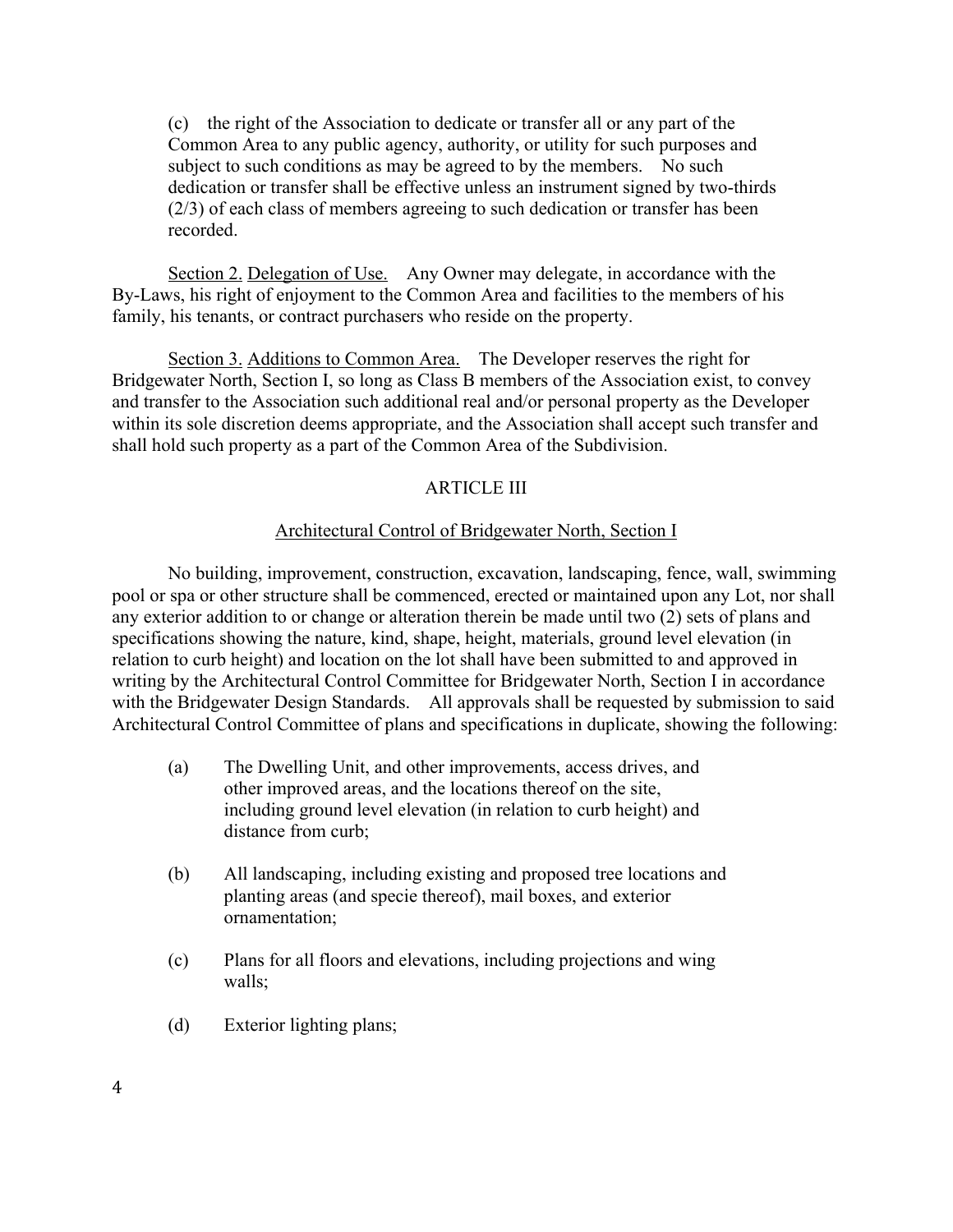(c) the right of the Association to dedicate or transfer all or any part of the Common Area to any public agency, authority, or utility for such purposes and subject to such conditions as may be agreed to by the members. No such dedication or transfer shall be effective unless an instrument signed by two-thirds (2/3) of each class of members agreeing to such dedication or transfer has been recorded.

Section 2. Delegation of Use. Any Owner may delegate, in accordance with the By-Laws, his right of enjoyment to the Common Area and facilities to the members of his family, his tenants, or contract purchasers who reside on the property.

Section 3. Additions to Common Area. The Developer reserves the right for Bridgewater North, Section I, so long as Class B members of the Association exist, to convey and transfer to the Association such additional real and/or personal property as the Developer within its sole discretion deems appropriate, and the Association shall accept such transfer and shall hold such property as a part of the Common Area of the Subdivision.

## ARTICLE III

### Architectural Control of Bridgewater North, Section I

No building, improvement, construction, excavation, landscaping, fence, wall, swimming pool or spa or other structure shall be commenced, erected or maintained upon any Lot, nor shall any exterior addition to or change or alteration therein be made until two (2) sets of plans and specifications showing the nature, kind, shape, height, materials, ground level elevation (in relation to curb height) and location on the lot shall have been submitted to and approved in writing by the Architectural Control Committee for Bridgewater North, Section I in accordance with the Bridgewater Design Standards. All approvals shall be requested by submission to said Architectural Control Committee of plans and specifications in duplicate, showing the following:

(a) The Dwelling Unit, and other improvements, access drives, and other improved areas, and the locations thereof on the site, including ground level elevation (in relation to curb height) and distance from curb;

(b) All landscaping, including existing and proposed tree locations and planting areas (and specie thereof), mail boxes, and exterior ornamentation;

(c) Plans for all floors and elevations, including projections and wing walls;

(d) Exterior lighting plans;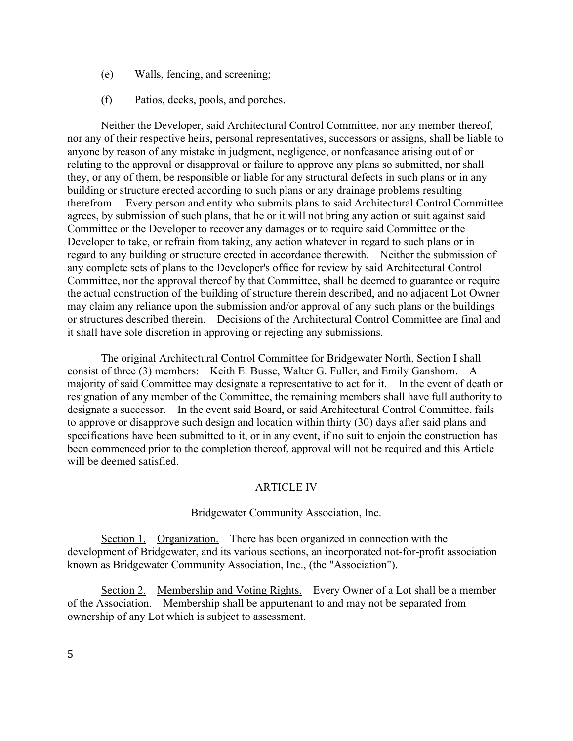(e) Walls, fencing, and screening;

(f) Patios, decks, pools, and porches.

Neither the Developer, said Architectural Control Committee, nor any member thereof, nor any of their respective heirs, personal representatives, successors or assigns, shall be liable to anyone by reason of any mistake in judgment, negligence, or nonfeasance arising out of or relating to the approval or disapproval or failure to approve any plans so submitted, nor shall they, or any of them, be responsible or liable for any structural defects in such plans or in any building or structure erected according to such plans or any drainage problems resulting therefrom. Every person and entity who submits plans to said Architectural Control Committee agrees, by submission of such plans, that he or it will not bring any action or suit against said Committee or the Developer to recover any damages or to require said Committee or the Developer to take, or refrain from taking, any action whatever in regard to such plans or in regard to any building or structure erected in accordance therewith. Neither the submission of any complete sets of plans to the Developer's office for review by said Architectural Control Committee, nor the approval thereof by that Committee, shall be deemed to guarantee or require the actual construction of the building of structure therein described, and no adjacent Lot Owner may claim any reliance upon the submission and/or approval of any such plans or the buildings or structures described therein. Decisions of the Architectural Control Committee are final and it shall have sole discretion in approving or rejecting any submissions.

The original Architectural Control Committee for Bridgewater North, Section I shall consist of three (3) members: Keith E. Busse, Walter G. Fuller, and Emily Ganshorn. A majority of said Committee may designate a representative to act for it. In the event of death or resignation of any member of the Committee, the remaining members shall have full authority to designate a successor. In the event said Board, or said Architectural Control Committee, fails to approve or disapprove such design and location within thirty (30) days after said plans and specifications have been submitted to it, or in any event, if no suit to enjoin the construction has been commenced prior to the completion thereof, approval will not be required and this Article will be deemed satisfied.

## ARTICLE IV

## Bridgewater Community Association, Inc.

Section 1. Organization. There has been organized in connection with the development of Bridgewater, and its various sections, an incorporated not-for-profit association known as Bridgewater Community Association, Inc., (the "Association").

Section 2. Membership and Voting Rights. Every Owner of a Lot shall be a member of the Association. Membership shall be appurtenant to and may not be separated from ownership of any Lot which is subject to assessment.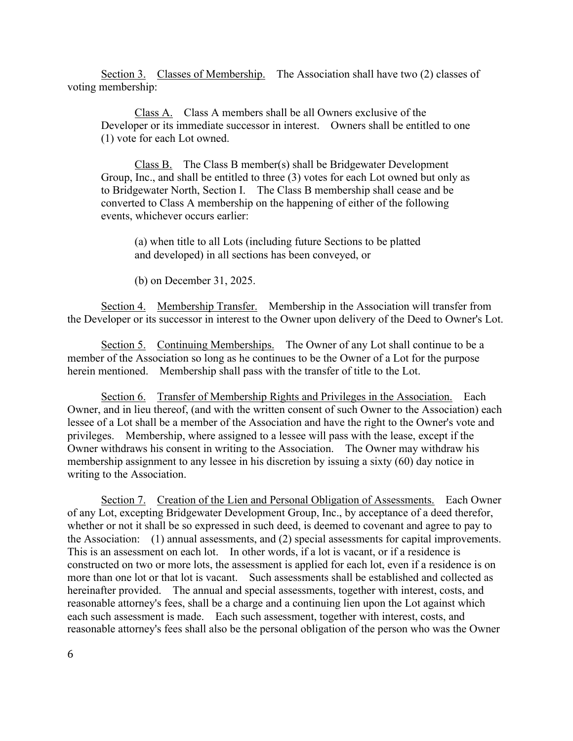Section 3. Classes of Membership. The Association shall have two (2) classes of voting membership:

> Class A. Class A members shall be all Owners exclusive of the Developer or its immediate successor in interest. Owners shall be entitled to one (1) vote for each Lot owned.
>
> Class B. The Class B member(s) shall be Bridgewater Development Group, Inc., and shall be entitled to three (3) votes for each Lot owned but only as to Bridgewater North, Section I. The Class B membership shall cease and be converted to Class A membership on the happening of either of the following events, whichever occurs earlier:
>
> > (a) when title to all Lots (including future Sections to be platted and developed) in all sections has been conveyed, or
> >
> > (b) on December 31, 2025.

Section 4. Membership Transfer. Membership in the Association will transfer from the Developer or its successor in interest to the Owner upon delivery of the Deed to Owner's Lot.

Section 5. Continuing Memberships. The Owner of any Lot shall continue to be a member of the Association so long as he continues to be the Owner of a Lot for the purpose herein mentioned. Membership shall pass with the transfer of title to the Lot.

Section 6. Transfer of Membership Rights and Privileges in the Association. Each Owner, and in lieu thereof, (and with the written consent of such Owner to the Association) each lessee of a Lot shall be a member of the Association and have the right to the Owner's vote and privileges. Membership, where assigned to a lessee will pass with the lease, except if the Owner withdraws his consent in writing to the Association. The Owner may withdraw his membership assignment to any lessee in his discretion by issuing a sixty (60) day notice in writing to the Association.

Section 7. Creation of the Lien and Personal Obligation of Assessments. Each Owner of any Lot, excepting Bridgewater Development Group, Inc., by acceptance of a deed therefor, whether or not it shall be so expressed in such deed, is deemed to covenant and agree to pay to the Association: (1) annual assessments, and (2) special assessments for capital improvements. This is an assessment on each lot. In other words, if a lot is vacant, or if a residence is constructed on two or more lots, the assessment is applied for each lot, even if a residence is on more than one lot or that lot is vacant. Such assessments shall be established and collected as hereinafter provided. The annual and special assessments, together with interest, costs, and reasonable attorney's fees, shall be a charge and a continuing lien upon the Lot against which each such assessment is made. Each such assessment, together with interest, costs, and reasonable attorney's fees shall also be the personal obligation of the person who was the Owner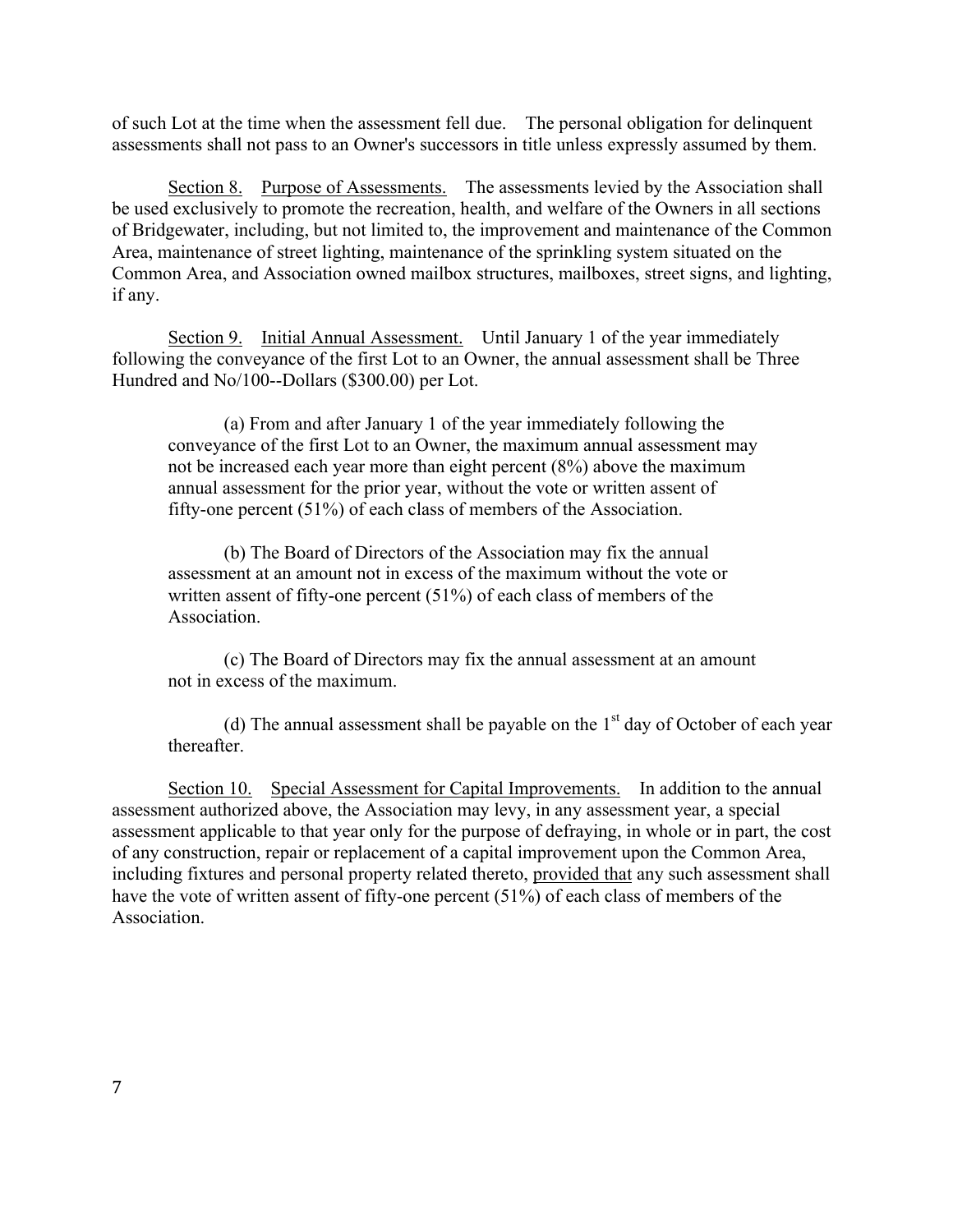of such Lot at the time when the assessment fell due. The personal obligation for delinquent assessments shall not pass to an Owner's successors in title unless expressly assumed by them.

Section 8. Purpose of Assessments. The assessments levied by the Association shall be used exclusively to promote the recreation, health, and welfare of the Owners in all sections of Bridgewater, including, but not limited to, the improvement and maintenance of the Common Area, maintenance of street lighting, maintenance of the sprinkling system situated on the Common Area, and Association owned mailbox structures, mailboxes, street signs, and lighting, if any.

Section 9. Initial Annual Assessment. Until January 1 of the year immediately following the conveyance of the first Lot to an Owner, the annual assessment shall be Three Hundred and No/100--Dollars ($300.00) per Lot.

> (a) From and after January 1 of the year immediately following the conveyance of the first Lot to an Owner, the maximum annual assessment may not be increased each year more than eight percent (8%) above the maximum annual assessment for the prior year, without the vote or written assent of fifty-one percent (51%) of each class of members of the Association.
>
> (b) The Board of Directors of the Association may fix the annual assessment at an amount not in excess of the maximum without the vote or written assent of fifty-one percent (51%) of each class of members of the Association.
>
> (c) The Board of Directors may fix the annual assessment at an amount not in excess of the maximum.
>
> (d) The annual assessment shall be payable on the 1st day of October of each year thereafter.

Section 10. Special Assessment for Capital Improvements. In addition to the annual assessment authorized above, the Association may levy, in any assessment year, a special assessment applicable to that year only for the purpose of defraying, in whole or in part, the cost of any construction, repair or replacement of a capital improvement upon the Common Area, including fixtures and personal property related thereto, provided that any such assessment shall have the vote of written assent of fifty-one percent (51%) of each class of members of the Association.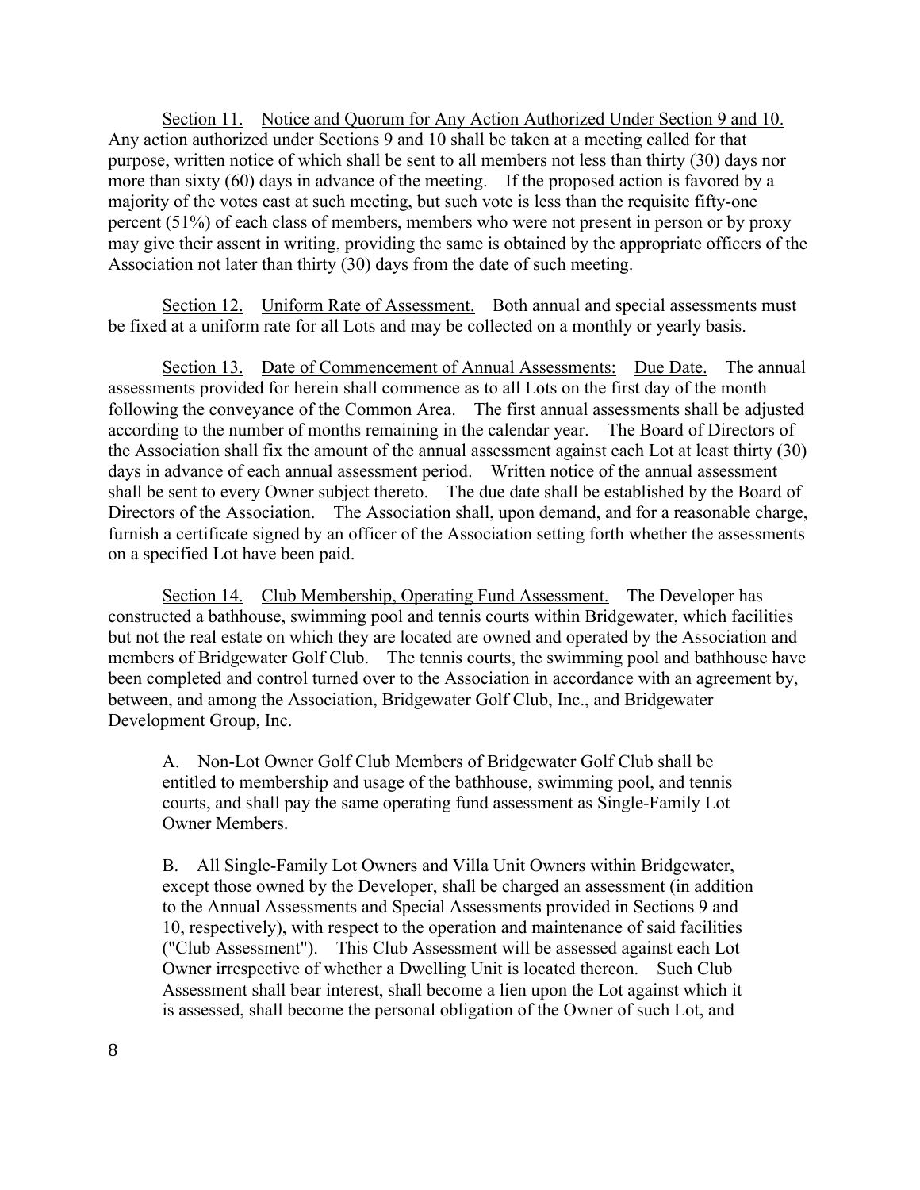Section 11. <u>Notice and Quorum for Any Action Authorized Under Section 9 and 10.</u> Any action authorized under Sections 9 and 10 shall be taken at a meeting called for that purpose, written notice of which shall be sent to all members not less than thirty (30) days nor more than sixty (60) days in advance of the meeting. If the proposed action is favored by a majority of the votes cast at such meeting, but such vote is less than the requisite fifty-one percent (51%) of each class of members, members who were not present in person or by proxy may give their assent in writing, providing the same is obtained by the appropriate officers of the Association not later than thirty (30) days from the date of such meeting.

Section 12. <u>Uniform Rate of Assessment.</u> Both annual and special assessments must be fixed at a uniform rate for all Lots and may be collected on a monthly or yearly basis.

Section 13. <u>Date of Commencement of Annual Assessments:</u> <u>Due Date.</u> The annual assessments provided for herein shall commence as to all Lots on the first day of the month following the conveyance of the Common Area. The first annual assessments shall be adjusted according to the number of months remaining in the calendar year. The Board of Directors of the Association shall fix the amount of the annual assessment against each Lot at least thirty (30) days in advance of each annual assessment period. Written notice of the annual assessment shall be sent to every Owner subject thereto. The due date shall be established by the Board of Directors of the Association. The Association shall, upon demand, and for a reasonable charge, furnish a certificate signed by an officer of the Association setting forth whether the assessments on a specified Lot have been paid.

Section 14. <u>Club Membership, Operating Fund Assessment.</u> The Developer has constructed a bathhouse, swimming pool and tennis courts within Bridgewater, which facilities but not the real estate on which they are located are owned and operated by the Association and members of Bridgewater Golf Club. The tennis courts, the swimming pool and bathhouse have been completed and control turned over to the Association in accordance with an agreement by, between, and among the Association, Bridgewater Golf Club, Inc., and Bridgewater Development Group, Inc.

A. Non-Lot Owner Golf Club Members of Bridgewater Golf Club shall be entitled to membership and usage of the bathhouse, swimming pool, and tennis courts, and shall pay the same operating fund assessment as Single-Family Lot Owner Members.

B. All Single-Family Lot Owners and Villa Unit Owners within Bridgewater, except those owned by the Developer, shall be charged an assessment (in addition to the Annual Assessments and Special Assessments provided in Sections 9 and 10, respectively), with respect to the operation and maintenance of said facilities ("Club Assessment"). This Club Assessment will be assessed against each Lot Owner irrespective of whether a Dwelling Unit is located thereon. Such Club Assessment shall bear interest, shall become a lien upon the Lot against which it is assessed, shall become the personal obligation of the Owner of such Lot, and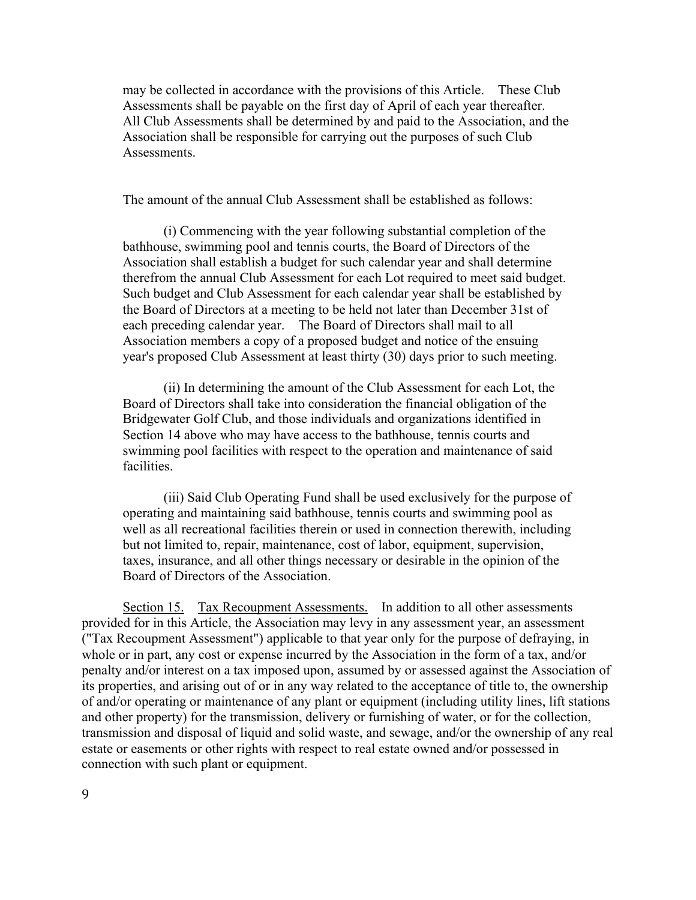may be collected in accordance with the provisions of this Article. These Club Assessments shall be payable on the first day of April of each year thereafter. All Club Assessments shall be determined by and paid to the Association, and the Association shall be responsible for carrying out the purposes of such Club Assessments.

The amount of the annual Club Assessment shall be established as follows:

(i) Commencing with the year following substantial completion of the bathhouse, swimming pool and tennis courts, the Board of Directors of the Association shall establish a budget for such calendar year and shall determine therefrom the annual Club Assessment for each Lot required to meet said budget. Such budget and Club Assessment for each calendar year shall be established by the Board of Directors at a meeting to be held not later than December 31st of each preceding calendar year. The Board of Directors shall mail to all Association members a copy of a proposed budget and notice of the ensuing year's proposed Club Assessment at least thirty (30) days prior to such meeting.

(ii) In determining the amount of the Club Assessment for each Lot, the Board of Directors shall take into consideration the financial obligation of the Bridgewater Golf Club, and those individuals and organizations identified in Section 14 above who may have access to the bathhouse, tennis courts and swimming pool facilities with respect to the operation and maintenance of said facilities.

(iii) Said Club Operating Fund shall be used exclusively for the purpose of operating and maintaining said bathhouse, tennis courts and swimming pool as well as all recreational facilities therein or used in connection therewith, including but not limited to, repair, maintenance, cost of labor, equipment, supervision, taxes, insurance, and all other things necessary or desirable in the opinion of the Board of Directors of the Association.

<u>Section 15.</u> <u>Tax Recoupment Assessments.</u> In addition to all other assessments provided for in this Article, the Association may levy in any assessment year, an assessment ("Tax Recoupment Assessment") applicable to that year only for the purpose of defraying, in whole or in part, any cost or expense incurred by the Association in the form of a tax, and/or penalty and/or interest on a tax imposed upon, assumed by or assessed against the Association of its properties, and arising out of or in any way related to the acceptance of title to, the ownership of and/or operating or maintenance of any plant or equipment (including utility lines, lift stations and other property) for the transmission, delivery or furnishing of water, or for the collection, transmission and disposal of liquid and solid waste, and sewage, and/or the ownership of any real estate or easements or other rights with respect to real estate owned and/or possessed in connection with such plant or equipment.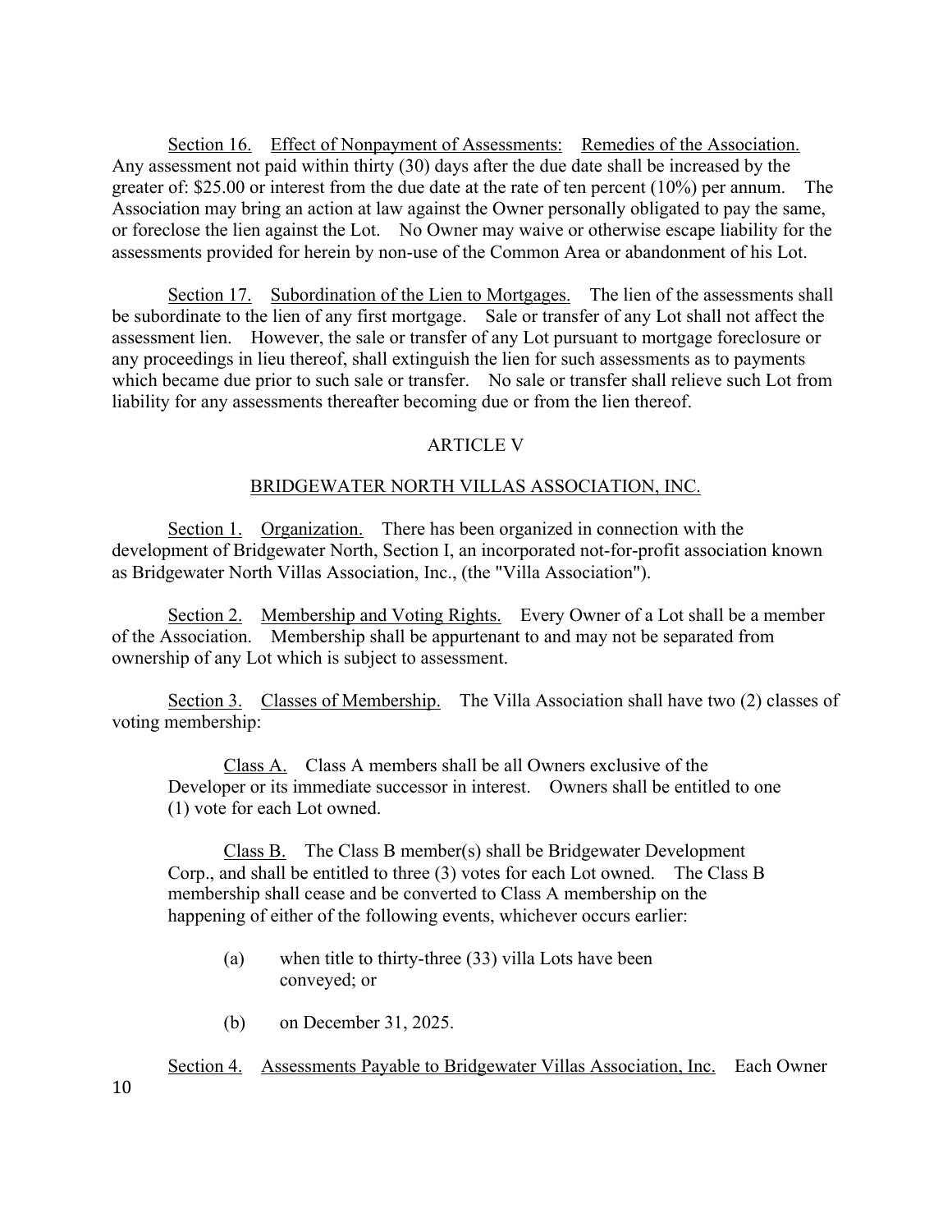Section 16. Effect of Nonpayment of Assessments: Remedies of the Association. Any assessment not paid within thirty (30) days after the due date shall be increased by the greater of: $25.00 or interest from the due date at the rate of ten percent (10%) per annum. The Association may bring an action at law against the Owner personally obligated to pay the same, or foreclose the lien against the Lot. No Owner may waive or otherwise escape liability for the assessments provided for herein by non-use of the Common Area or abandonment of his Lot.

Section 17. Subordination of the Lien to Mortgages. The lien of the assessments shall be subordinate to the lien of any first mortgage. Sale or transfer of any Lot shall not affect the assessment lien. However, the sale or transfer of any Lot pursuant to mortgage foreclosure or any proceedings in lieu thereof, shall extinguish the lien for such assessments as to payments which became due prior to such sale or transfer. No sale or transfer shall relieve such Lot from liability for any assessments thereafter becoming due or from the lien thereof.

## ARTICLE V

## BRIDGEWATER NORTH VILLAS ASSOCIATION, INC.

Section 1. Organization. There has been organized in connection with the development of Bridgewater North, Section I, an incorporated not-for-profit association known as Bridgewater North Villas Association, Inc., (the "Villa Association").

Section 2. Membership and Voting Rights. Every Owner of a Lot shall be a member of the Association. Membership shall be appurtenant to and may not be separated from ownership of any Lot which is subject to assessment.

Section 3. Classes of Membership. The Villa Association shall have two (2) classes of voting membership:

Class A. Class A members shall be all Owners exclusive of the Developer or its immediate successor in interest. Owners shall be entitled to one (1) vote for each Lot owned.

Class B. The Class B member(s) shall be Bridgewater Development Corp., and shall be entitled to three (3) votes for each Lot owned. The Class B membership shall cease and be converted to Class A membership on the happening of either of the following events, whichever occurs earlier:

(a) when title to thirty-three (33) villa Lots have been conveyed; or

(b) on December 31, 2025.

Section 4. Assessments Payable to Bridgewater Villas Association, Inc. Each Owner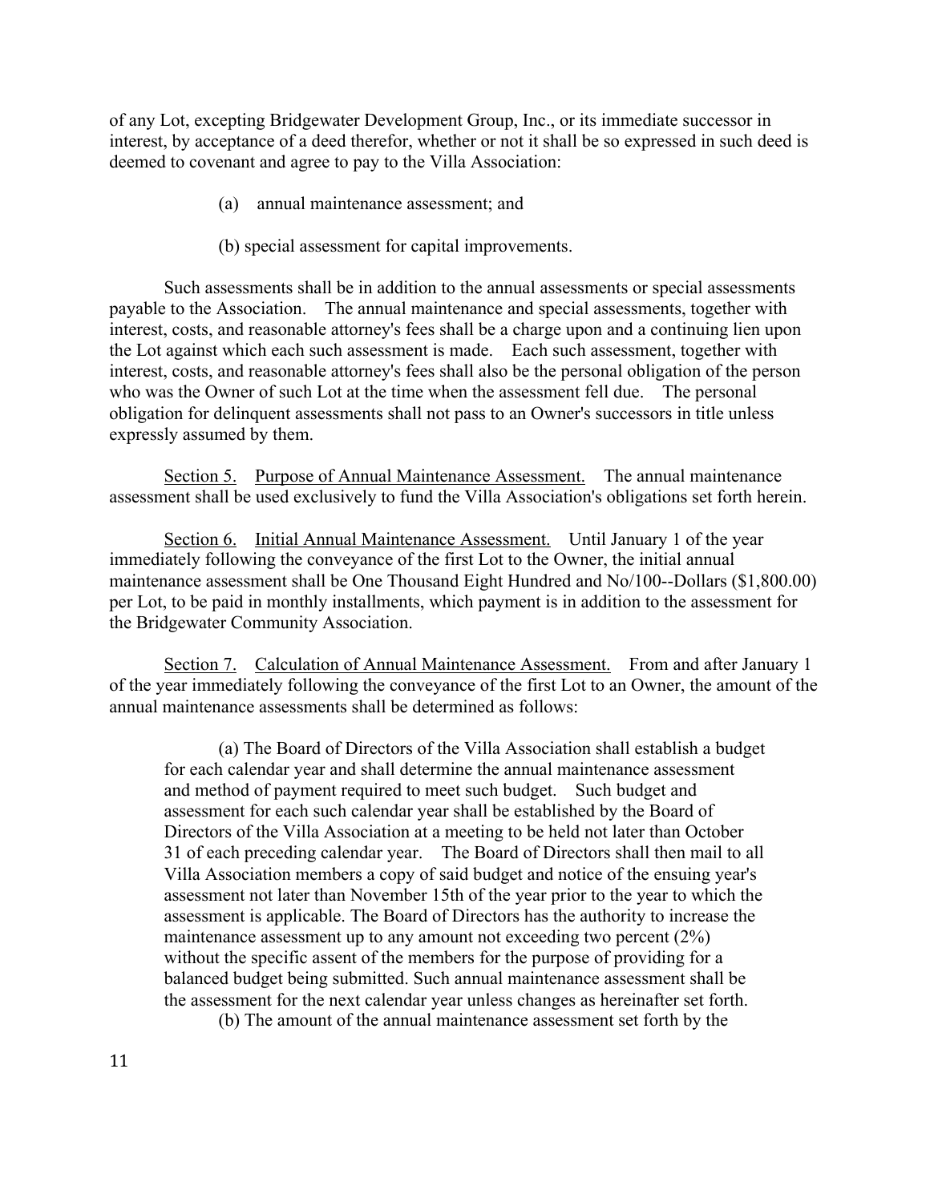of any Lot, excepting Bridgewater Development Group, Inc., or its immediate successor in interest, by acceptance of a deed therefor, whether or not it shall be so expressed in such deed is deemed to covenant and agree to pay to the Villa Association:

(a) annual maintenance assessment; and

(b) special assessment for capital improvements.

Such assessments shall be in addition to the annual assessments or special assessments payable to the Association. The annual maintenance and special assessments, together with interest, costs, and reasonable attorney's fees shall be a charge upon and a continuing lien upon the Lot against which each such assessment is made. Each such assessment, together with interest, costs, and reasonable attorney's fees shall also be the personal obligation of the person who was the Owner of such Lot at the time when the assessment fell due. The personal obligation for delinquent assessments shall not pass to an Owner's successors in title unless expressly assumed by them.

Section 5. Purpose of Annual Maintenance Assessment. The annual maintenance assessment shall be used exclusively to fund the Villa Association's obligations set forth herein.

Section 6. Initial Annual Maintenance Assessment. Until January 1 of the year immediately following the conveyance of the first Lot to the Owner, the initial annual maintenance assessment shall be One Thousand Eight Hundred and No/100--Dollars ($1,800.00) per Lot, to be paid in monthly installments, which payment is in addition to the assessment for the Bridgewater Community Association.

Section 7. Calculation of Annual Maintenance Assessment. From and after January 1 of the year immediately following the conveyance of the first Lot to an Owner, the amount of the annual maintenance assessments shall be determined as follows:

(a) The Board of Directors of the Villa Association shall establish a budget for each calendar year and shall determine the annual maintenance assessment and method of payment required to meet such budget. Such budget and assessment for each such calendar year shall be established by the Board of Directors of the Villa Association at a meeting to be held not later than October 31 of each preceding calendar year. The Board of Directors shall then mail to all Villa Association members a copy of said budget and notice of the ensuing year's assessment not later than November 15th of the year prior to the year to which the assessment is applicable. The Board of Directors has the authority to increase the maintenance assessment up to any amount not exceeding two percent (2%) without the specific assent of the members for the purpose of providing for a balanced budget being submitted. Such annual maintenance assessment shall be the assessment for the next calendar year unless changes as hereinafter set forth.

(b) The amount of the annual maintenance assessment set forth by the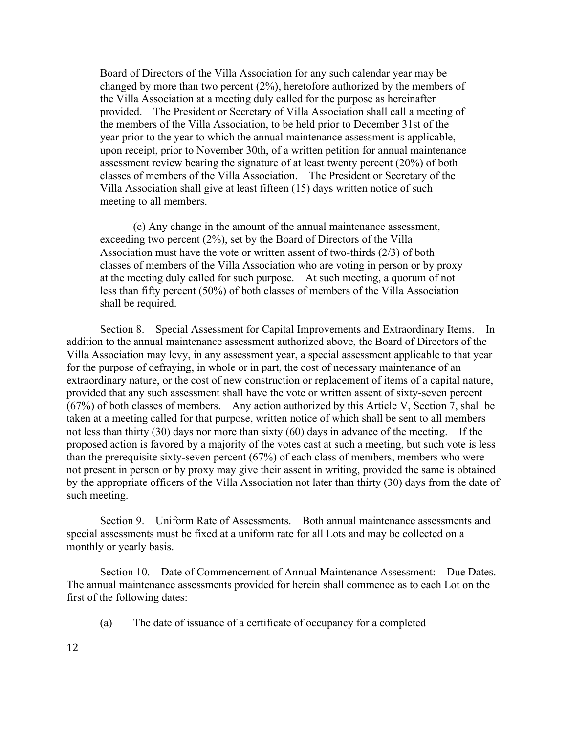Board of Directors of the Villa Association for any such calendar year may be changed by more than two percent (2%), heretofore authorized by the members of the Villa Association at a meeting duly called for the purpose as hereinafter provided. The President or Secretary of Villa Association shall call a meeting of the members of the Villa Association, to be held prior to December 31st of the year prior to the year to which the annual maintenance assessment is applicable, upon receipt, prior to November 30th, of a written petition for annual maintenance assessment review bearing the signature of at least twenty percent (20%) of both classes of members of the Villa Association. The President or Secretary of the Villa Association shall give at least fifteen (15) days written notice of such meeting to all members.

(c) Any change in the amount of the annual maintenance assessment, exceeding two percent (2%), set by the Board of Directors of the Villa Association must have the vote or written assent of two-thirds (2/3) of both classes of members of the Villa Association who are voting in person or by proxy at the meeting duly called for such purpose. At such meeting, a quorum of not less than fifty percent (50%) of both classes of members of the Villa Association shall be required.

<u>Section 8.</u> <u>Special Assessment for Capital Improvements and Extraordinary Items.</u> In addition to the annual maintenance assessment authorized above, the Board of Directors of the Villa Association may levy, in any assessment year, a special assessment applicable to that year for the purpose of defraying, in whole or in part, the cost of necessary maintenance of an extraordinary nature, or the cost of new construction or replacement of items of a capital nature, provided that any such assessment shall have the vote or written assent of sixty-seven percent (67%) of both classes of members. Any action authorized by this Article V, Section 7, shall be taken at a meeting called for that purpose, written notice of which shall be sent to all members not less than thirty (30) days nor more than sixty (60) days in advance of the meeting. If the proposed action is favored by a majority of the votes cast at such a meeting, but such vote is less than the prerequisite sixty-seven percent (67%) of each class of members, members who were not present in person or by proxy may give their assent in writing, provided the same is obtained by the appropriate officers of the Villa Association not later than thirty (30) days from the date of such meeting.

<u>Section 9.</u> <u>Uniform Rate of Assessments.</u> Both annual maintenance assessments and special assessments must be fixed at a uniform rate for all Lots and may be collected on a monthly or yearly basis.

<u>Section 10.</u> <u>Date of Commencement of Annual Maintenance Assessment: Due Dates.</u> The annual maintenance assessments provided for herein shall commence as to each Lot on the first of the following dates:

(a) The date of issuance of a certificate of occupancy for a completed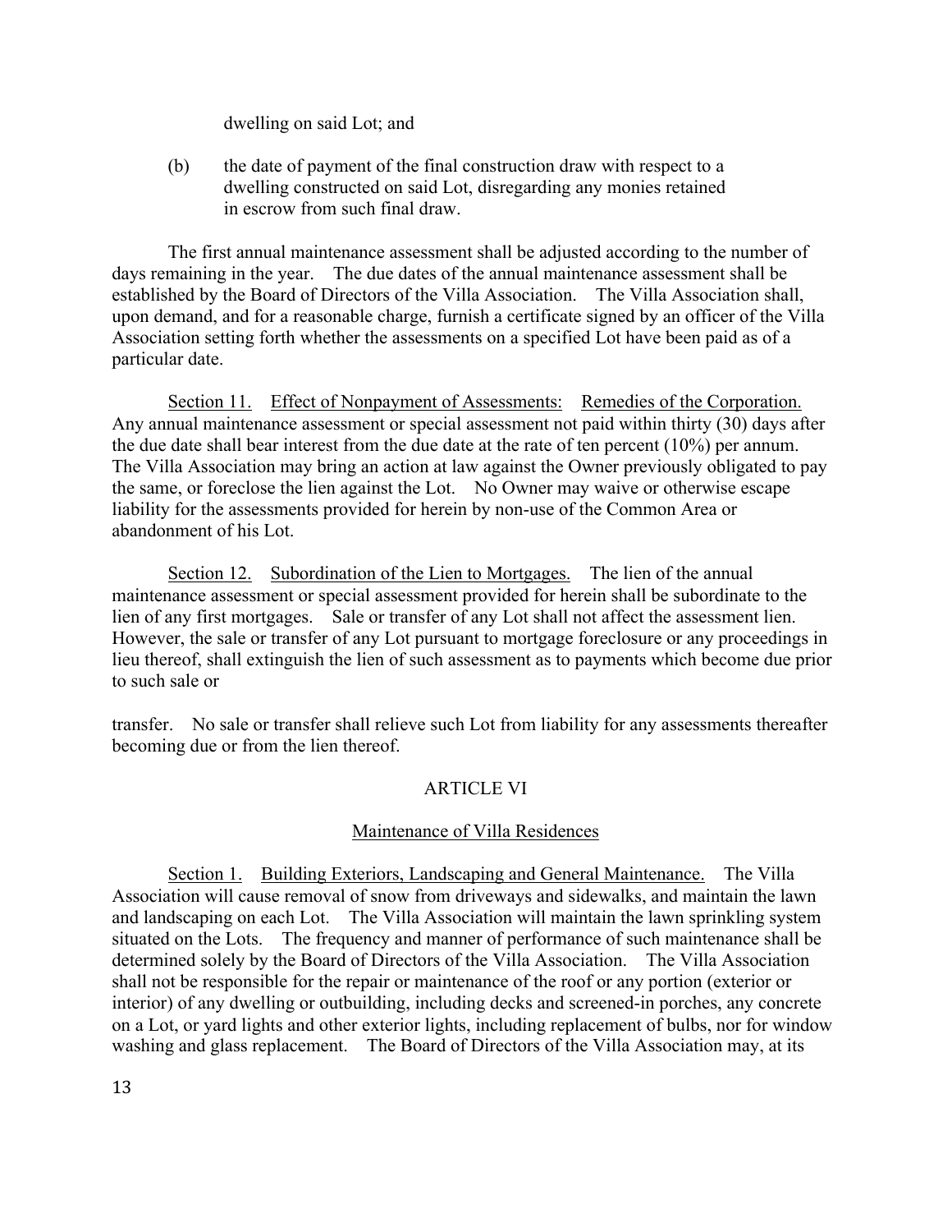dwelling on said Lot; and

(b) the date of payment of the final construction draw with respect to a dwelling constructed on said Lot, disregarding any monies retained in escrow from such final draw.

The first annual maintenance assessment shall be adjusted according to the number of days remaining in the year. The due dates of the annual maintenance assessment shall be established by the Board of Directors of the Villa Association. The Villa Association shall, upon demand, and for a reasonable charge, furnish a certificate signed by an officer of the Villa Association setting forth whether the assessments on a specified Lot have been paid as of a particular date.

Section 11. Effect of Nonpayment of Assessments: Remedies of the Corporation. Any annual maintenance assessment or special assessment not paid within thirty (30) days after the due date shall bear interest from the due date at the rate of ten percent (10%) per annum. The Villa Association may bring an action at law against the Owner previously obligated to pay the same, or foreclose the lien against the Lot. No Owner may waive or otherwise escape liability for the assessments provided for herein by non-use of the Common Area or abandonment of his Lot.

Section 12. Subordination of the Lien to Mortgages. The lien of the annual maintenance assessment or special assessment provided for herein shall be subordinate to the lien of any first mortgages. Sale or transfer of any Lot shall not affect the assessment lien. However, the sale or transfer of any Lot pursuant to mortgage foreclosure or any proceedings in lieu thereof, shall extinguish the lien of such assessment as to payments which become due prior to such sale or transfer. No sale or transfer shall relieve such Lot from liability for any assessments thereafter becoming due or from the lien thereof.

## ARTICLE VI

### Maintenance of Villa Residences

Section 1. Building Exteriors, Landscaping and General Maintenance. The Villa Association will cause removal of snow from driveways and sidewalks, and maintain the lawn and landscaping on each Lot. The Villa Association will maintain the lawn sprinkling system situated on the Lots. The frequency and manner of performance of such maintenance shall be determined solely by the Board of Directors of the Villa Association. The Villa Association shall not be responsible for the repair or maintenance of the roof or any portion (exterior or interior) of any dwelling or outbuilding, including decks and screened-in porches, any concrete on a Lot, or yard lights and other exterior lights, including replacement of bulbs, nor for window washing and glass replacement. The Board of Directors of the Villa Association may, at its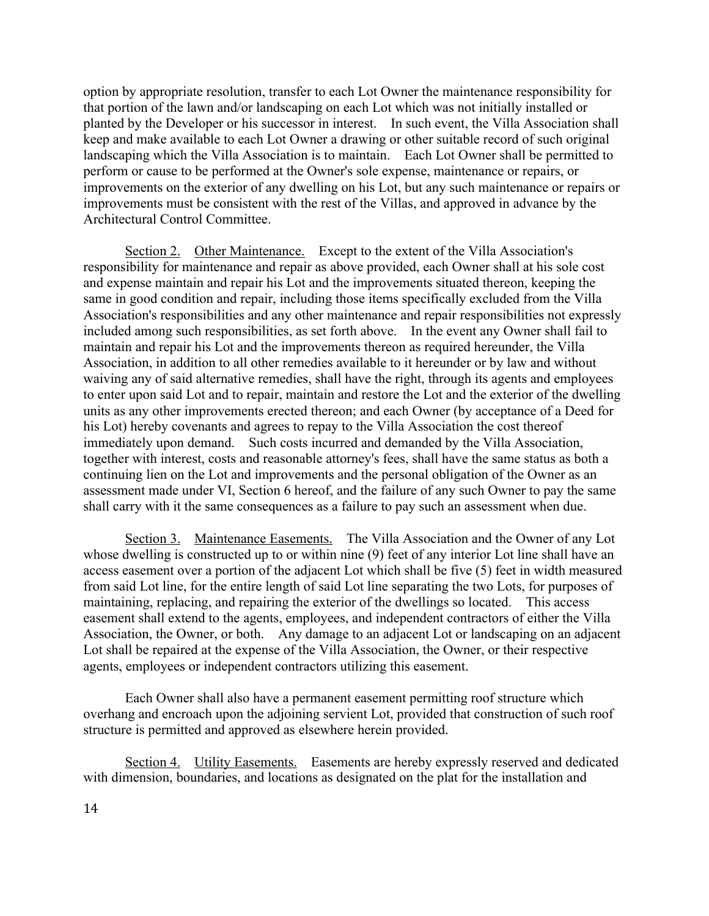option by appropriate resolution, transfer to each Lot Owner the maintenance responsibility for that portion of the lawn and/or landscaping on each Lot which was not initially installed or planted by the Developer or his successor in interest. In such event, the Villa Association shall keep and make available to each Lot Owner a drawing or other suitable record of such original landscaping which the Villa Association is to maintain. Each Lot Owner shall be permitted to perform or cause to be performed at the Owner's sole expense, maintenance or repairs, or improvements on the exterior of any dwelling on his Lot, but any such maintenance or repairs or improvements must be consistent with the rest of the Villas, and approved in advance by the Architectural Control Committee.

Section 2. Other Maintenance. Except to the extent of the Villa Association's responsibility for maintenance and repair as above provided, each Owner shall at his sole cost and expense maintain and repair his Lot and the improvements situated thereon, keeping the same in good condition and repair, including those items specifically excluded from the Villa Association's responsibilities and any other maintenance and repair responsibilities not expressly included among such responsibilities, as set forth above. In the event any Owner shall fail to maintain and repair his Lot and the improvements thereon as required hereunder, the Villa Association, in addition to all other remedies available to it hereunder or by law and without waiving any of said alternative remedies, shall have the right, through its agents and employees to enter upon said Lot and to repair, maintain and restore the Lot and the exterior of the dwelling units as any other improvements erected thereon; and each Owner (by acceptance of a Deed for his Lot) hereby covenants and agrees to repay to the Villa Association the cost thereof immediately upon demand. Such costs incurred and demanded by the Villa Association, together with interest, costs and reasonable attorney's fees, shall have the same status as both a continuing lien on the Lot and improvements and the personal obligation of the Owner as an assessment made under VI, Section 6 hereof, and the failure of any such Owner to pay the same shall carry with it the same consequences as a failure to pay such an assessment when due.

Section 3. Maintenance Easements. The Villa Association and the Owner of any Lot whose dwelling is constructed up to or within nine (9) feet of any interior Lot line shall have an access easement over a portion of the adjacent Lot which shall be five (5) feet in width measured from said Lot line, for the entire length of said Lot line separating the two Lots, for purposes of maintaining, replacing, and repairing the exterior of the dwellings so located. This access easement shall extend to the agents, employees, and independent contractors of either the Villa Association, the Owner, or both. Any damage to an adjacent Lot or landscaping on an adjacent Lot shall be repaired at the expense of the Villa Association, the Owner, or their respective agents, employees or independent contractors utilizing this easement.

Each Owner shall also have a permanent easement permitting roof structure which overhang and encroach upon the adjoining servient Lot, provided that construction of such roof structure is permitted and approved as elsewhere herein provided.

Section 4. Utility Easements. Easements are hereby expressly reserved and dedicated with dimension, boundaries, and locations as designated on the plat for the installation and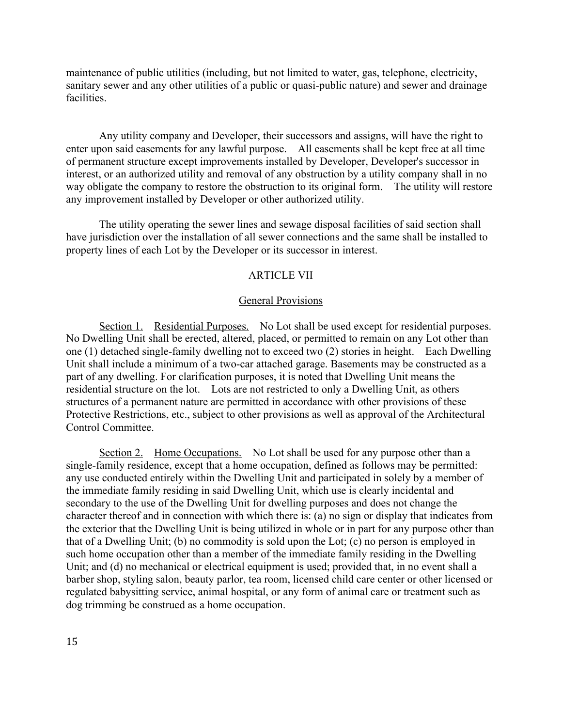maintenance of public utilities (including, but not limited to water, gas, telephone, electricity, sanitary sewer and any other utilities of a public or quasi-public nature) and sewer and drainage facilities.

Any utility company and Developer, their successors and assigns, will have the right to enter upon said easements for any lawful purpose. All easements shall be kept free at all time of permanent structure except improvements installed by Developer, Developer's successor in interest, or an authorized utility and removal of any obstruction by a utility company shall in no way obligate the company to restore the obstruction to its original form. The utility will restore any improvement installed by Developer or other authorized utility.

The utility operating the sewer lines and sewage disposal facilities of said section shall have jurisdiction over the installation of all sewer connections and the same shall be installed to property lines of each Lot by the Developer or its successor in interest.

## ARTICLE VII

### General Provisions

Section 1. Residential Purposes. No Lot shall be used except for residential purposes. No Dwelling Unit shall be erected, altered, placed, or permitted to remain on any Lot other than one (1) detached single-family dwelling not to exceed two (2) stories in height. Each Dwelling Unit shall include a minimum of a two-car attached garage. Basements may be constructed as a part of any dwelling. For clarification purposes, it is noted that Dwelling Unit means the residential structure on the lot. Lots are not restricted to only a Dwelling Unit, as others structures of a permanent nature are permitted in accordance with other provisions of these Protective Restrictions, etc., subject to other provisions as well as approval of the Architectural Control Committee.

Section 2. Home Occupations. No Lot shall be used for any purpose other than a single-family residence, except that a home occupation, defined as follows may be permitted: any use conducted entirely within the Dwelling Unit and participated in solely by a member of the immediate family residing in said Dwelling Unit, which use is clearly incidental and secondary to the use of the Dwelling Unit for dwelling purposes and does not change the character thereof and in connection with which there is: (a) no sign or display that indicates from the exterior that the Dwelling Unit is being utilized in whole or in part for any purpose other than that of a Dwelling Unit; (b) no commodity is sold upon the Lot; (c) no person is employed in such home occupation other than a member of the immediate family residing in the Dwelling Unit; and (d) no mechanical or electrical equipment is used; provided that, in no event shall a barber shop, styling salon, beauty parlor, tea room, licensed child care center or other licensed or regulated babysitting service, animal hospital, or any form of animal care or treatment such as dog trimming be construed as a home occupation.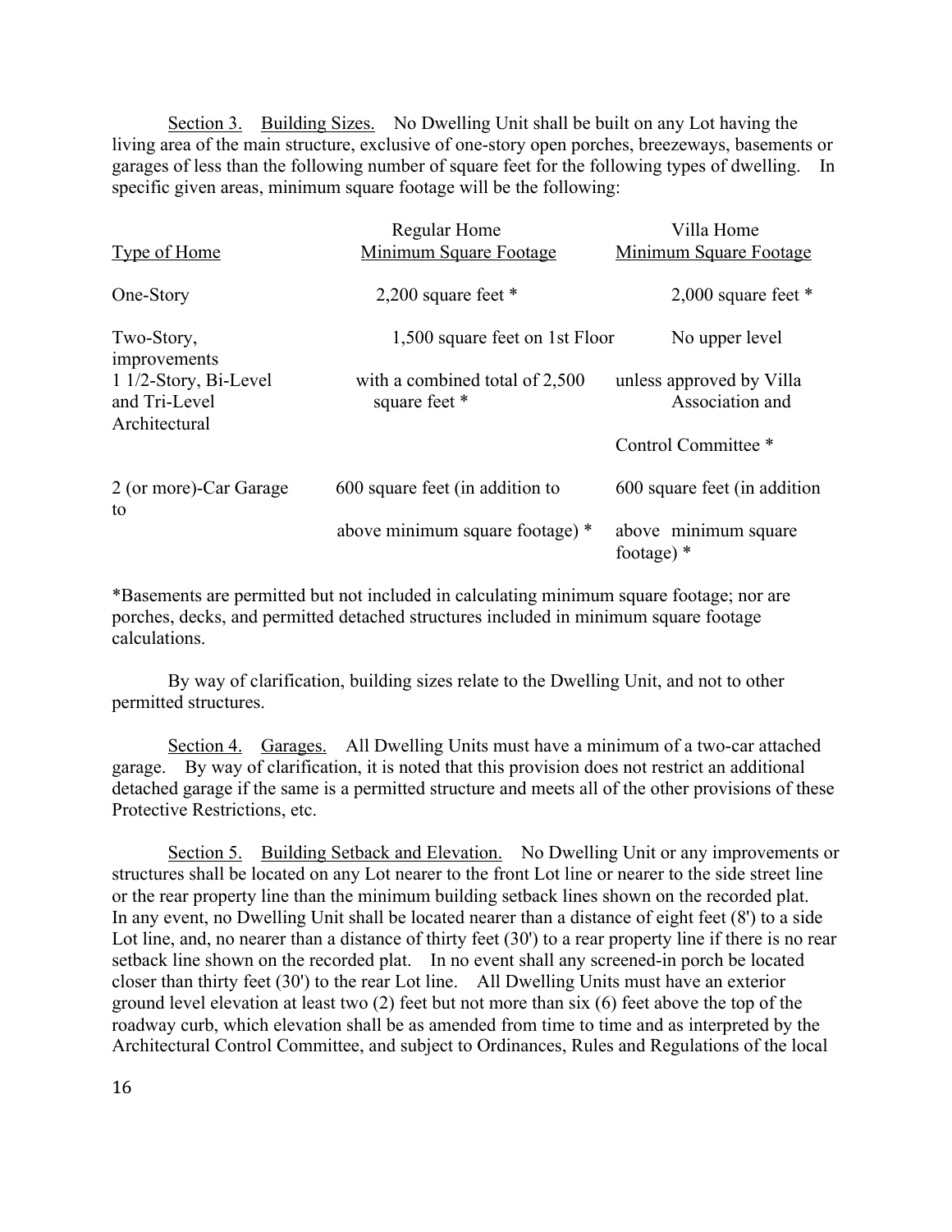Section 3. Building Sizes. No Dwelling Unit shall be built on any Lot having the living area of the main structure, exclusive of one-story open porches, breezeways, basements or garages of less than the following number of square feet for the following types of dwelling. In specific given areas, minimum square footage will be the following:

| Type of Home | Regular Home Minimum Square Footage | Villa Home Minimum Square Footage |
|---|---|---|
| One-Story | 2,200 square feet * | 2,000 square feet * |
| Two-Story, 1 1/2-Story, Bi-Level and Tri-Level | 1,500 square feet on 1st Floor with a combined total of 2,500 square feet * | No upper level improvements unless approved by Villa Association and Architectural Control Committee * |
| 2 (or more)-Car Garage | 600 square feet (in addition to above minimum square footage) * | 600 square feet (in addition to above minimum square footage) * |

*Basements are permitted but not included in calculating minimum square footage; nor are porches, decks, and permitted detached structures included in minimum square footage calculations.

By way of clarification, building sizes relate to the Dwelling Unit, and not to other permitted structures.

Section 4. Garages. All Dwelling Units must have a minimum of a two-car attached garage. By way of clarification, it is noted that this provision does not restrict an additional detached garage if the same is a permitted structure and meets all of the other provisions of these Protective Restrictions, etc.

Section 5. Building Setback and Elevation. No Dwelling Unit or any improvements or structures shall be located on any Lot nearer to the front Lot line or nearer to the side street line or the rear property line than the minimum building setback lines shown on the recorded plat. In any event, no Dwelling Unit shall be located nearer than a distance of eight feet (8') to a side Lot line, and, no nearer than a distance of thirty feet (30') to a rear property line if there is no rear setback line shown on the recorded plat. In no event shall any screened-in porch be located closer than thirty feet (30') to the rear Lot line. All Dwelling Units must have an exterior ground level elevation at least two (2) feet but not more than six (6) feet above the top of the roadway curb, which elevation shall be as amended from time to time and as interpreted by the Architectural Control Committee, and subject to Ordinances, Rules and Regulations of the local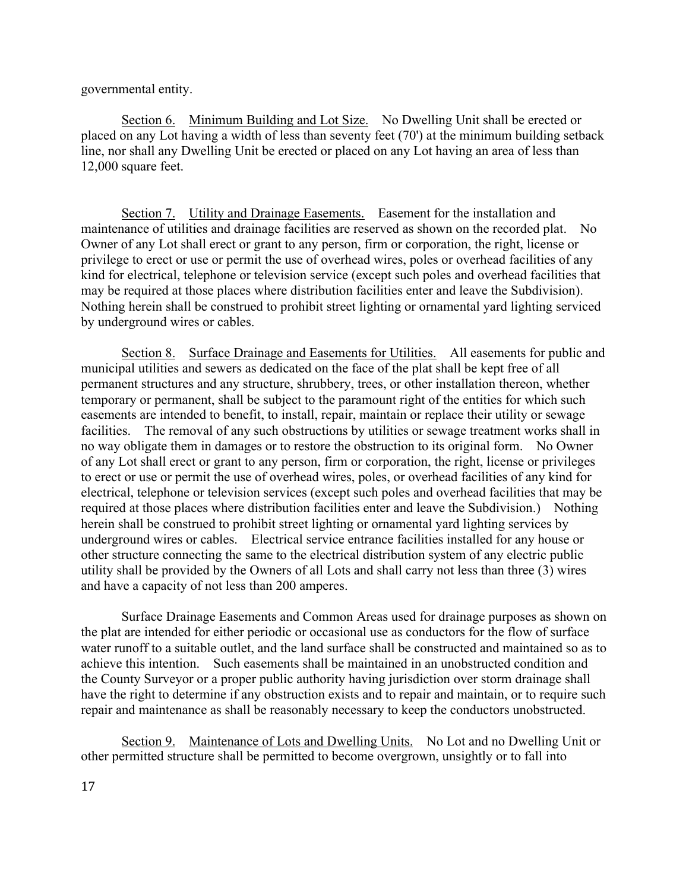governmental entity.

Section 6. Minimum Building and Lot Size. No Dwelling Unit shall be erected or placed on any Lot having a width of less than seventy feet (70') at the minimum building setback line, nor shall any Dwelling Unit be erected or placed on any Lot having an area of less than 12,000 square feet.

Section 7. Utility and Drainage Easements. Easement for the installation and maintenance of utilities and drainage facilities are reserved as shown on the recorded plat. No Owner of any Lot shall erect or grant to any person, firm or corporation, the right, license or privilege to erect or use or permit the use of overhead wires, poles or overhead facilities of any kind for electrical, telephone or television service (except such poles and overhead facilities that may be required at those places where distribution facilities enter and leave the Subdivision). Nothing herein shall be construed to prohibit street lighting or ornamental yard lighting serviced by underground wires or cables.

Section 8. Surface Drainage and Easements for Utilities. All easements for public and municipal utilities and sewers as dedicated on the face of the plat shall be kept free of all permanent structures and any structure, shrubbery, trees, or other installation thereon, whether temporary or permanent, shall be subject to the paramount right of the entities for which such easements are intended to benefit, to install, repair, maintain or replace their utility or sewage facilities. The removal of any such obstructions by utilities or sewage treatment works shall in no way obligate them in damages or to restore the obstruction to its original form. No Owner of any Lot shall erect or grant to any person, firm or corporation, the right, license or privileges to erect or use or permit the use of overhead wires, poles, or overhead facilities of any kind for electrical, telephone or television services (except such poles and overhead facilities that may be required at those places where distribution facilities enter and leave the Subdivision.) Nothing herein shall be construed to prohibit street lighting or ornamental yard lighting services by underground wires or cables. Electrical service entrance facilities installed for any house or other structure connecting the same to the electrical distribution system of any electric public utility shall be provided by the Owners of all Lots and shall carry not less than three (3) wires and have a capacity of not less than 200 amperes.

Surface Drainage Easements and Common Areas used for drainage purposes as shown on the plat are intended for either periodic or occasional use as conductors for the flow of surface water runoff to a suitable outlet, and the land surface shall be constructed and maintained so as to achieve this intention. Such easements shall be maintained in an unobstructed condition and the County Surveyor or a proper public authority having jurisdiction over storm drainage shall have the right to determine if any obstruction exists and to repair and maintain, or to require such repair and maintenance as shall be reasonably necessary to keep the conductors unobstructed.

Section 9. Maintenance of Lots and Dwelling Units. No Lot and no Dwelling Unit or other permitted structure shall be permitted to become overgrown, unsightly or to fall into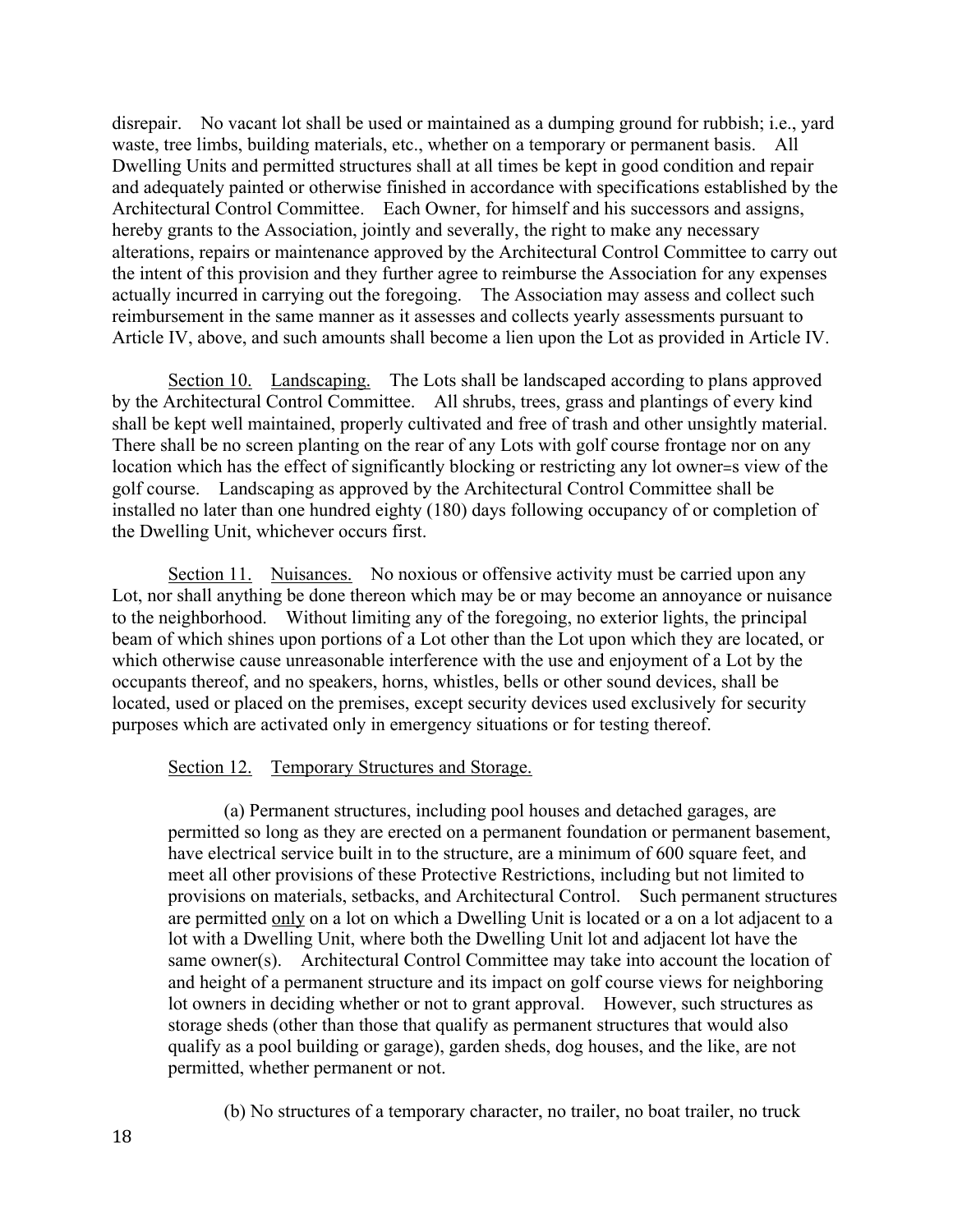disrepair. No vacant lot shall be used or maintained as a dumping ground for rubbish; i.e., yard waste, tree limbs, building materials, etc., whether on a temporary or permanent basis. All Dwelling Units and permitted structures shall at all times be kept in good condition and repair and adequately painted or otherwise finished in accordance with specifications established by the Architectural Control Committee. Each Owner, for himself and his successors and assigns, hereby grants to the Association, jointly and severally, the right to make any necessary alterations, repairs or maintenance approved by the Architectural Control Committee to carry out the intent of this provision and they further agree to reimburse the Association for any expenses actually incurred in carrying out the foregoing. The Association may assess and collect such reimbursement in the same manner as it assesses and collects yearly assessments pursuant to Article IV, above, and such amounts shall become a lien upon the Lot as provided in Article IV.

Section 10. Landscaping. The Lots shall be landscaped according to plans approved by the Architectural Control Committee. All shrubs, trees, grass and plantings of every kind shall be kept well maintained, properly cultivated and free of trash and other unsightly material. There shall be no screen planting on the rear of any Lots with golf course frontage nor on any location which has the effect of significantly blocking or restricting any lot owner=s view of the golf course. Landscaping as approved by the Architectural Control Committee shall be installed no later than one hundred eighty (180) days following occupancy of or completion of the Dwelling Unit, whichever occurs first.

Section 11. Nuisances. No noxious or offensive activity must be carried upon any Lot, nor shall anything be done thereon which may be or may become an annoyance or nuisance to the neighborhood. Without limiting any of the foregoing, no exterior lights, the principal beam of which shines upon portions of a Lot other than the Lot upon which they are located, or which otherwise cause unreasonable interference with the use and enjoyment of a Lot by the occupants thereof, and no speakers, horns, whistles, bells or other sound devices, shall be located, used or placed on the premises, except security devices used exclusively for security purposes which are activated only in emergency situations or for testing thereof.

Section 12. Temporary Structures and Storage.

(a) Permanent structures, including pool houses and detached garages, are permitted so long as they are erected on a permanent foundation or permanent basement, have electrical service built in to the structure, are a minimum of 600 square feet, and meet all other provisions of these Protective Restrictions, including but not limited to provisions on materials, setbacks, and Architectural Control. Such permanent structures are permitted only on a lot on which a Dwelling Unit is located or a on a lot adjacent to a lot with a Dwelling Unit, where both the Dwelling Unit lot and adjacent lot have the same owner(s). Architectural Control Committee may take into account the location of and height of a permanent structure and its impact on golf course views for neighboring lot owners in deciding whether or not to grant approval. However, such structures as storage sheds (other than those that qualify as permanent structures that would also qualify as a pool building or garage), garden sheds, dog houses, and the like, are not permitted, whether permanent or not.

(b) No structures of a temporary character, no trailer, no boat trailer, no truck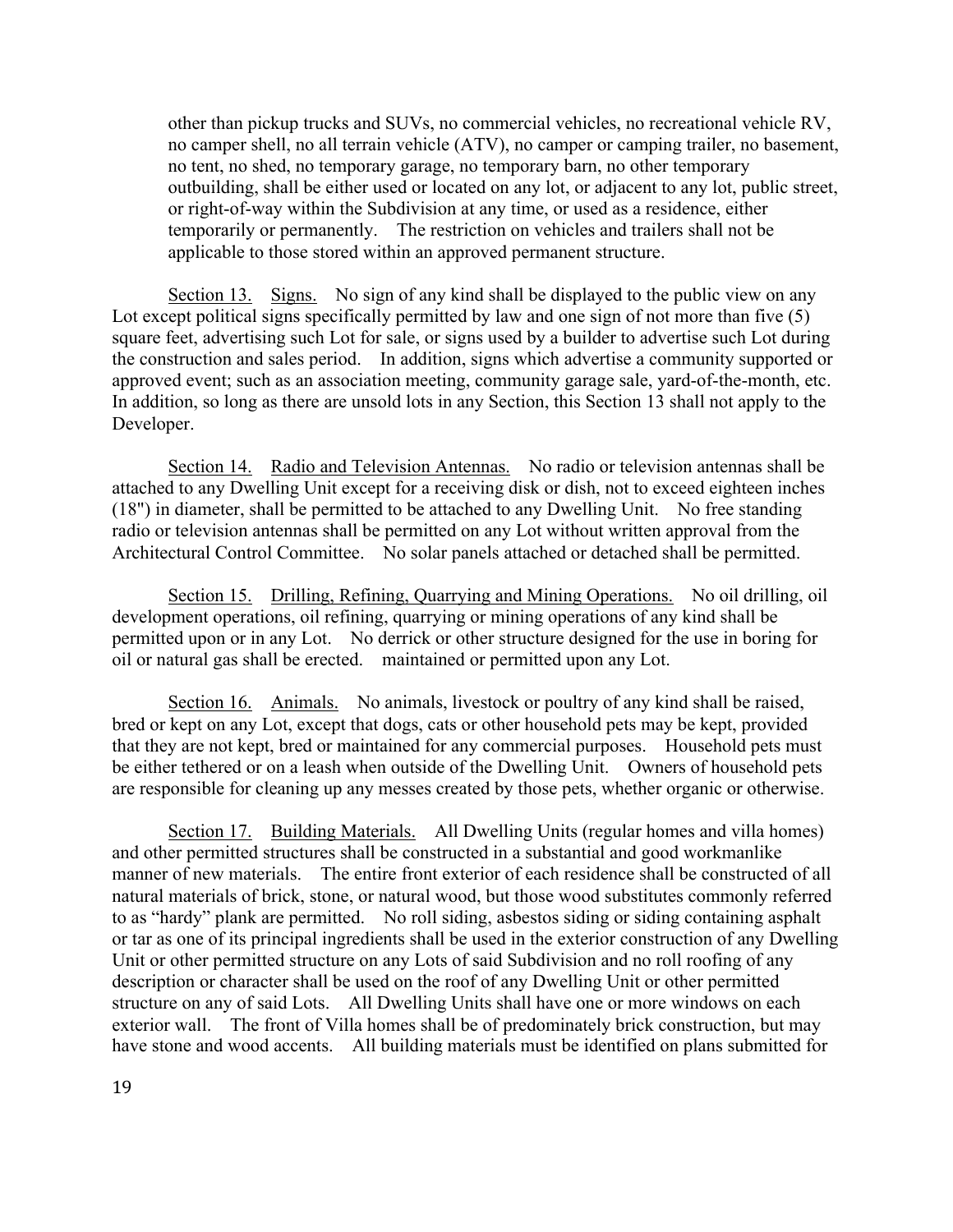other than pickup trucks and SUVs, no commercial vehicles, no recreational vehicle RV, no camper shell, no all terrain vehicle (ATV), no camper or camping trailer, no basement, no tent, no shed, no temporary garage, no temporary barn, no other temporary outbuilding, shall be either used or located on any lot, or adjacent to any lot, public street, or right-of-way within the Subdivision at any time, or used as a residence, either temporarily or permanently. The restriction on vehicles and trailers shall not be applicable to those stored within an approved permanent structure.

Section 13. Signs. No sign of any kind shall be displayed to the public view on any Lot except political signs specifically permitted by law and one sign of not more than five (5) square feet, advertising such Lot for sale, or signs used by a builder to advertise such Lot during the construction and sales period. In addition, signs which advertise a community supported or approved event; such as an association meeting, community garage sale, yard-of-the-month, etc. In addition, so long as there are unsold lots in any Section, this Section 13 shall not apply to the Developer.

Section 14. Radio and Television Antennas. No radio or television antennas shall be attached to any Dwelling Unit except for a receiving disk or dish, not to exceed eighteen inches (18") in diameter, shall be permitted to be attached to any Dwelling Unit. No free standing radio or television antennas shall be permitted on any Lot without written approval from the Architectural Control Committee. No solar panels attached or detached shall be permitted.

Section 15. Drilling, Refining, Quarrying and Mining Operations. No oil drilling, oil development operations, oil refining, quarrying or mining operations of any kind shall be permitted upon or in any Lot. No derrick or other structure designed for the use in boring for oil or natural gas shall be erected. maintained or permitted upon any Lot.

Section 16. Animals. No animals, livestock or poultry of any kind shall be raised, bred or kept on any Lot, except that dogs, cats or other household pets may be kept, provided that they are not kept, bred or maintained for any commercial purposes. Household pets must be either tethered or on a leash when outside of the Dwelling Unit. Owners of household pets are responsible for cleaning up any messes created by those pets, whether organic or otherwise.

Section 17. Building Materials. All Dwelling Units (regular homes and villa homes) and other permitted structures shall be constructed in a substantial and good workmanlike manner of new materials. The entire front exterior of each residence shall be constructed of all natural materials of brick, stone, or natural wood, but those wood substitutes commonly referred to as "hardy" plank are permitted. No roll siding, asbestos siding or siding containing asphalt or tar as one of its principal ingredients shall be used in the exterior construction of any Dwelling Unit or other permitted structure on any Lots of said Subdivision and no roll roofing of any description or character shall be used on the roof of any Dwelling Unit or other permitted structure on any of said Lots. All Dwelling Units shall have one or more windows on each exterior wall. The front of Villa homes shall be of predominately brick construction, but may have stone and wood accents. All building materials must be identified on plans submitted for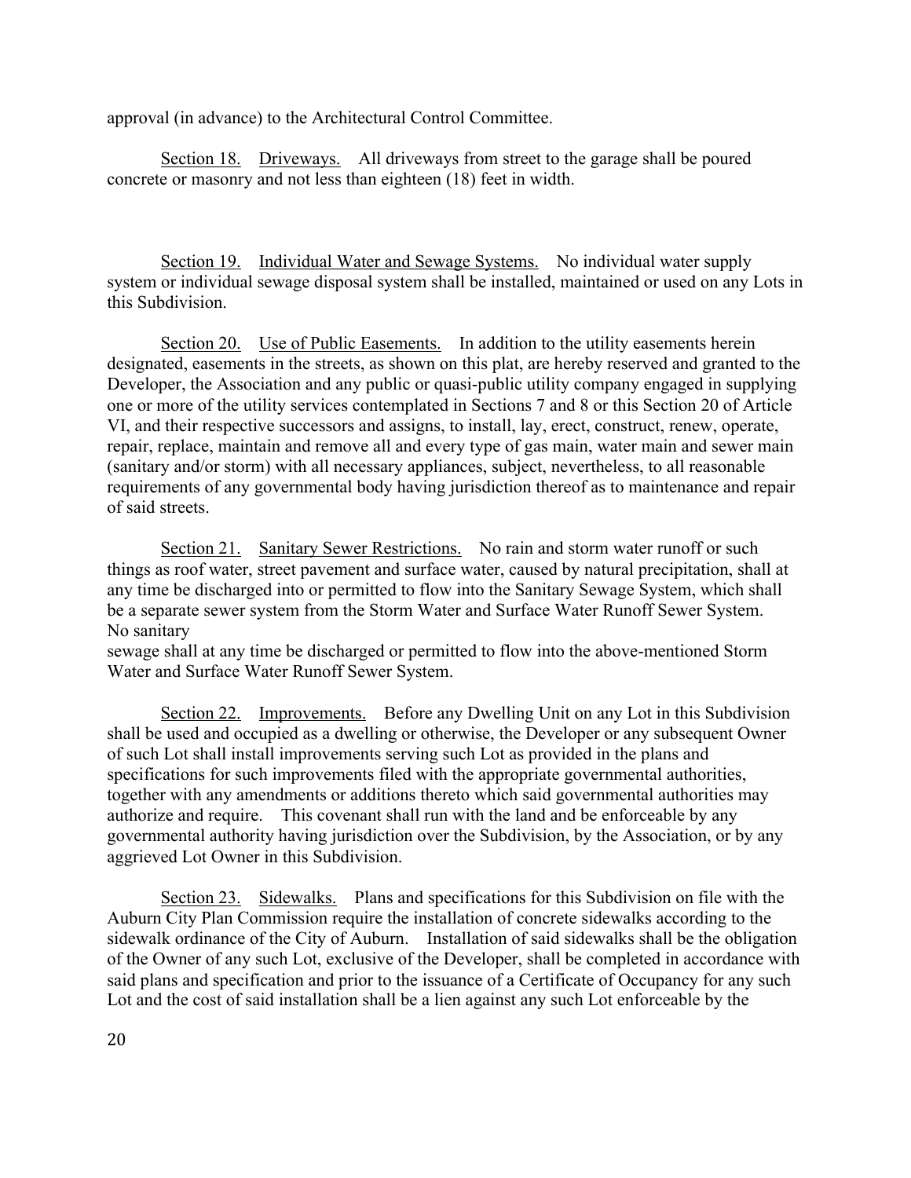approval (in advance) to the Architectural Control Committee.

Section 18. Driveways. All driveways from street to the garage shall be poured concrete or masonry and not less than eighteen (18) feet in width.

Section 19. Individual Water and Sewage Systems. No individual water supply system or individual sewage disposal system shall be installed, maintained or used on any Lots in this Subdivision.

Section 20. Use of Public Easements. In addition to the utility easements herein designated, easements in the streets, as shown on this plat, are hereby reserved and granted to the Developer, the Association and any public or quasi-public utility company engaged in supplying one or more of the utility services contemplated in Sections 7 and 8 or this Section 20 of Article VI, and their respective successors and assigns, to install, lay, erect, construct, renew, operate, repair, replace, maintain and remove all and every type of gas main, water main and sewer main (sanitary and/or storm) with all necessary appliances, subject, nevertheless, to all reasonable requirements of any governmental body having jurisdiction thereof as to maintenance and repair of said streets.

Section 21. Sanitary Sewer Restrictions. No rain and storm water runoff or such things as roof water, street pavement and surface water, caused by natural precipitation, shall at any time be discharged into or permitted to flow into the Sanitary Sewage System, which shall be a separate sewer system from the Storm Water and Surface Water Runoff Sewer System. No sanitary sewage shall at any time be discharged or permitted to flow into the above-mentioned Storm Water and Surface Water Runoff Sewer System.

Section 22. Improvements. Before any Dwelling Unit on any Lot in this Subdivision shall be used and occupied as a dwelling or otherwise, the Developer or any subsequent Owner of such Lot shall install improvements serving such Lot as provided in the plans and specifications for such improvements filed with the appropriate governmental authorities, together with any amendments or additions thereto which said governmental authorities may authorize and require. This covenant shall run with the land and be enforceable by any governmental authority having jurisdiction over the Subdivision, by the Association, or by any aggrieved Lot Owner in this Subdivision.

Section 23. Sidewalks. Plans and specifications for this Subdivision on file with the Auburn City Plan Commission require the installation of concrete sidewalks according to the sidewalk ordinance of the City of Auburn. Installation of said sidewalks shall be the obligation of the Owner of any such Lot, exclusive of the Developer, shall be completed in accordance with said plans and specification and prior to the issuance of a Certificate of Occupancy for any such Lot and the cost of said installation shall be a lien against any such Lot enforceable by the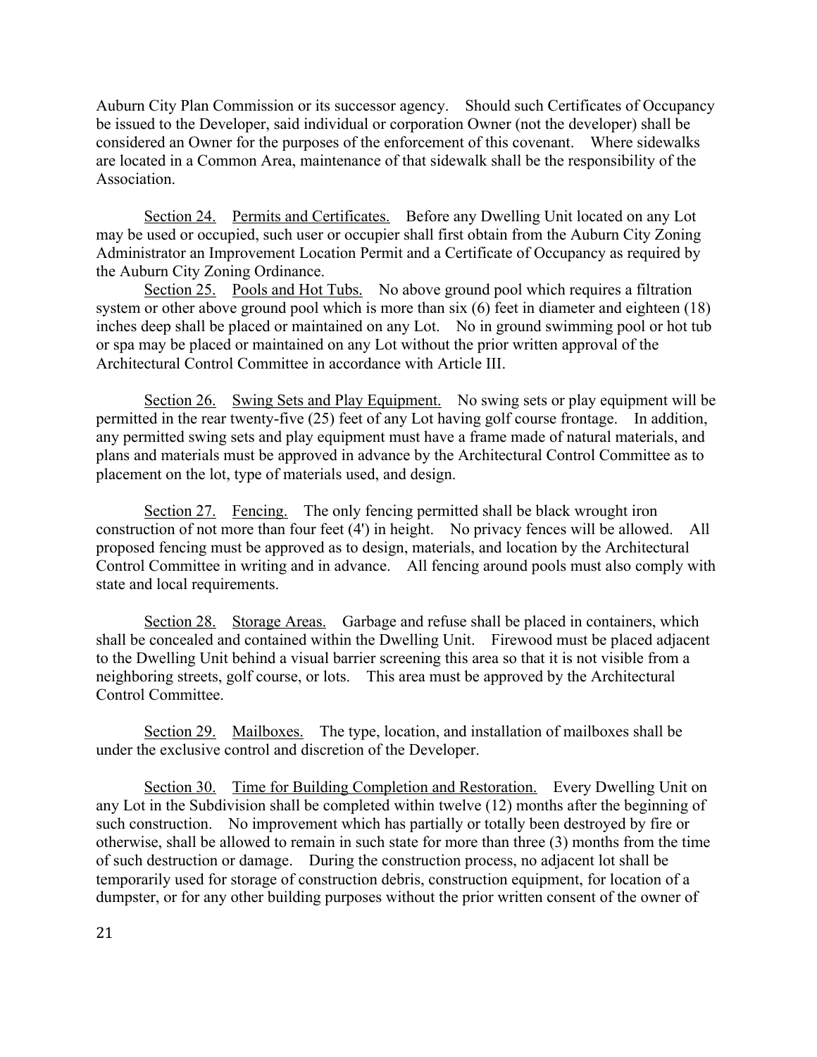Auburn City Plan Commission or its successor agency. Should such Certificates of Occupancy be issued to the Developer, said individual or corporation Owner (not the developer) shall be considered an Owner for the purposes of the enforcement of this covenant. Where sidewalks are located in a Common Area, maintenance of that sidewalk shall be the responsibility of the Association.

Section 24. Permits and Certificates. Before any Dwelling Unit located on any Lot may be used or occupied, such user or occupier shall first obtain from the Auburn City Zoning Administrator an Improvement Location Permit and a Certificate of Occupancy as required by the Auburn City Zoning Ordinance.

Section 25. Pools and Hot Tubs. No above ground pool which requires a filtration system or other above ground pool which is more than six (6) feet in diameter and eighteen (18) inches deep shall be placed or maintained on any Lot. No in ground swimming pool or hot tub or spa may be placed or maintained on any Lot without the prior written approval of the Architectural Control Committee in accordance with Article III.

Section 26. Swing Sets and Play Equipment. No swing sets or play equipment will be permitted in the rear twenty-five (25) feet of any Lot having golf course frontage. In addition, any permitted swing sets and play equipment must have a frame made of natural materials, and plans and materials must be approved in advance by the Architectural Control Committee as to placement on the lot, type of materials used, and design.

Section 27. Fencing. The only fencing permitted shall be black wrought iron construction of not more than four feet (4') in height. No privacy fences will be allowed. All proposed fencing must be approved as to design, materials, and location by the Architectural Control Committee in writing and in advance. All fencing around pools must also comply with state and local requirements.

Section 28. Storage Areas. Garbage and refuse shall be placed in containers, which shall be concealed and contained within the Dwelling Unit. Firewood must be placed adjacent to the Dwelling Unit behind a visual barrier screening this area so that it is not visible from a neighboring streets, golf course, or lots. This area must be approved by the Architectural Control Committee.

Section 29. Mailboxes. The type, location, and installation of mailboxes shall be under the exclusive control and discretion of the Developer.

Section 30. Time for Building Completion and Restoration. Every Dwelling Unit on any Lot in the Subdivision shall be completed within twelve (12) months after the beginning of such construction. No improvement which has partially or totally been destroyed by fire or otherwise, shall be allowed to remain in such state for more than three (3) months from the time of such destruction or damage. During the construction process, no adjacent lot shall be temporarily used for storage of construction debris, construction equipment, for location of a dumpster, or for any other building purposes without the prior written consent of the owner of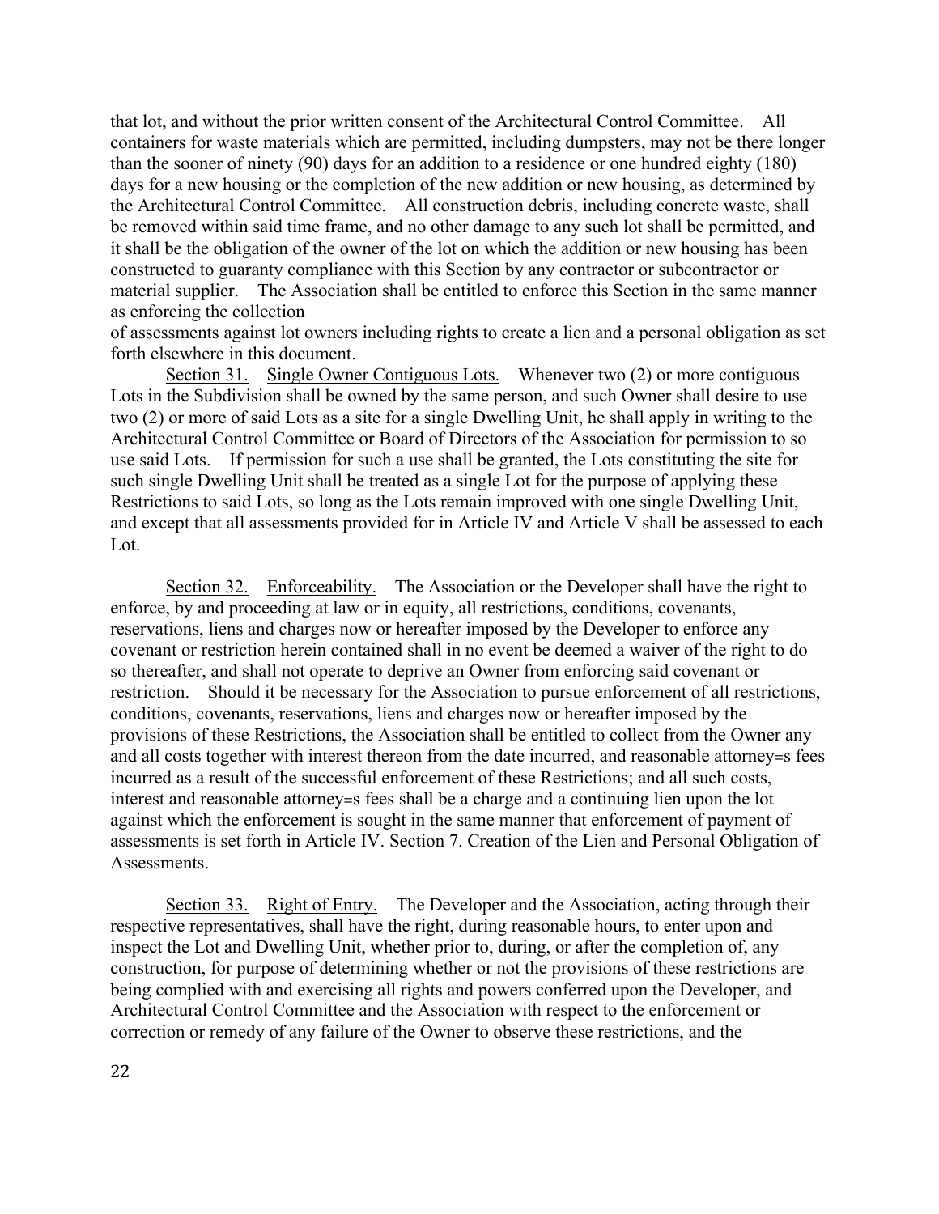that lot, and without the prior written consent of the Architectural Control Committee. All containers for waste materials which are permitted, including dumpsters, may not be there longer than the sooner of ninety (90) days for an addition to a residence or one hundred eighty (180) days for a new housing or the completion of the new addition or new housing, as determined by the Architectural Control Committee. All construction debris, including concrete waste, shall be removed within said time frame, and no other damage to any such lot shall be permitted, and it shall be the obligation of the owner of the lot on which the addition or new housing has been constructed to guaranty compliance with this Section by any contractor or subcontractor or material supplier. The Association shall be entitled to enforce this Section in the same manner as enforcing the collection
of assessments against lot owners including rights to create a lien and a personal obligation as set forth elsewhere in this document.

Section 31. Single Owner Contiguous Lots. Whenever two (2) or more contiguous Lots in the Subdivision shall be owned by the same person, and such Owner shall desire to use two (2) or more of said Lots as a site for a single Dwelling Unit, he shall apply in writing to the Architectural Control Committee or Board of Directors of the Association for permission to so use said Lots. If permission for such a use shall be granted, the Lots constituting the site for such single Dwelling Unit shall be treated as a single Lot for the purpose of applying these Restrictions to said Lots, so long as the Lots remain improved with one single Dwelling Unit, and except that all assessments provided for in Article IV and Article V shall be assessed to each Lot.

Section 32. Enforceability. The Association or the Developer shall have the right to enforce, by and proceeding at law or in equity, all restrictions, conditions, covenants, reservations, liens and charges now or hereafter imposed by the Developer to enforce any covenant or restriction herein contained shall in no event be deemed a waiver of the right to do so thereafter, and shall not operate to deprive an Owner from enforcing said covenant or restriction. Should it be necessary for the Association to pursue enforcement of all restrictions, conditions, covenants, reservations, liens and charges now or hereafter imposed by the provisions of these Restrictions, the Association shall be entitled to collect from the Owner any and all costs together with interest thereon from the date incurred, and reasonable attorney=s fees incurred as a result of the successful enforcement of these Restrictions; and all such costs, interest and reasonable attorney=s fees shall be a charge and a continuing lien upon the lot against which the enforcement is sought in the same manner that enforcement of payment of assessments is set forth in Article IV. Section 7. Creation of the Lien and Personal Obligation of Assessments.

Section 33. Right of Entry. The Developer and the Association, acting through their respective representatives, shall have the right, during reasonable hours, to enter upon and inspect the Lot and Dwelling Unit, whether prior to, during, or after the completion of, any construction, for purpose of determining whether or not the provisions of these restrictions are being complied with and exercising all rights and powers conferred upon the Developer, and Architectural Control Committee and the Association with respect to the enforcement or correction or remedy of any failure of the Owner to observe these restrictions, and the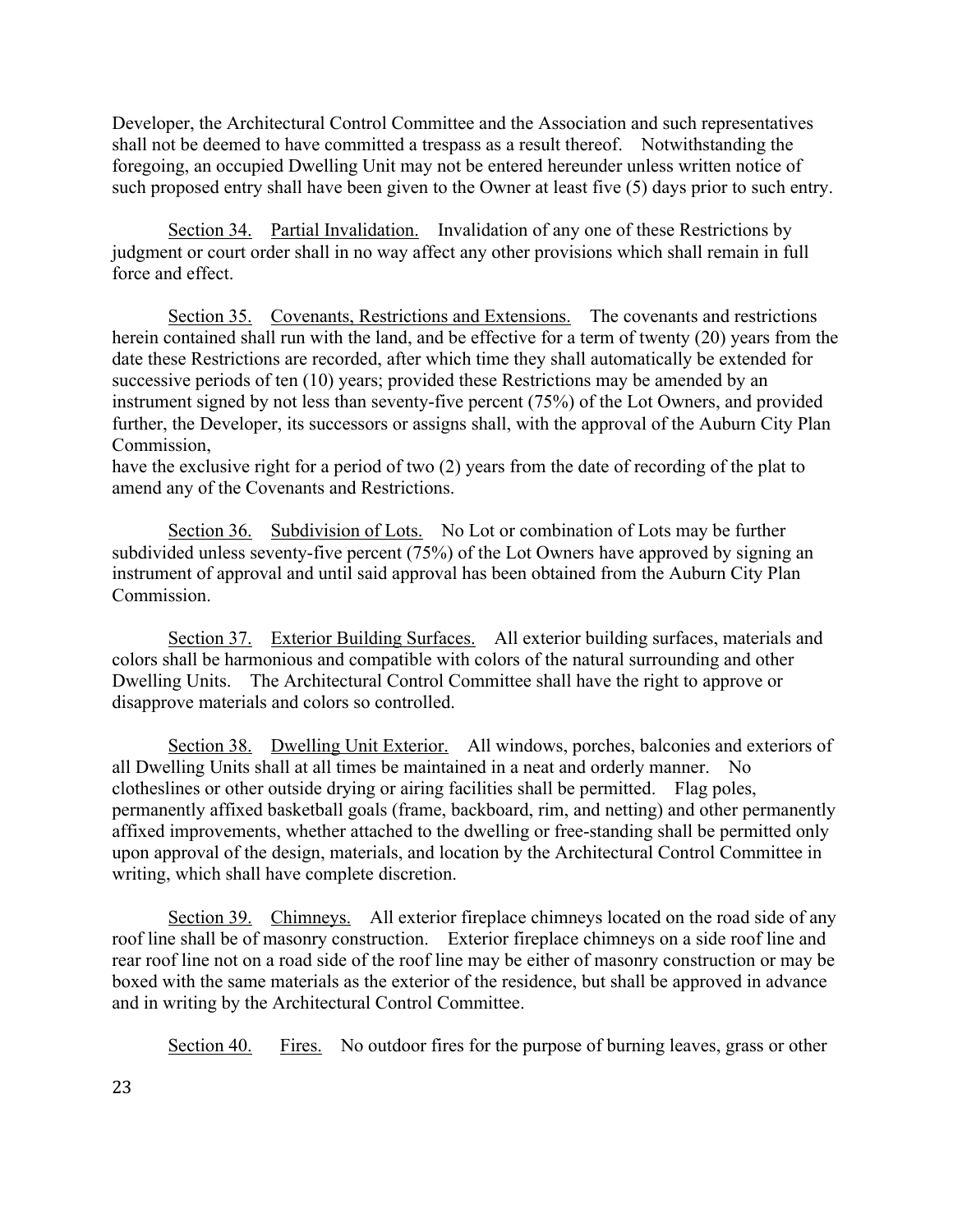Developer, the Architectural Control Committee and the Association and such representatives shall not be deemed to have committed a trespass as a result thereof. Notwithstanding the foregoing, an occupied Dwelling Unit may not be entered hereunder unless written notice of such proposed entry shall have been given to the Owner at least five (5) days prior to such entry.

Section 34. Partial Invalidation. Invalidation of any one of these Restrictions by judgment or court order shall in no way affect any other provisions which shall remain in full force and effect.

Section 35. Covenants, Restrictions and Extensions. The covenants and restrictions herein contained shall run with the land, and be effective for a term of twenty (20) years from the date these Restrictions are recorded, after which time they shall automatically be extended for successive periods of ten (10) years; provided these Restrictions may be amended by an instrument signed by not less than seventy-five percent (75%) of the Lot Owners, and provided further, the Developer, its successors or assigns shall, with the approval of the Auburn City Plan Commission,
have the exclusive right for a period of two (2) years from the date of recording of the plat to amend any of the Covenants and Restrictions.

Section 36. Subdivision of Lots. No Lot or combination of Lots may be further subdivided unless seventy-five percent (75%) of the Lot Owners have approved by signing an instrument of approval and until said approval has been obtained from the Auburn City Plan Commission.

Section 37. Exterior Building Surfaces. All exterior building surfaces, materials and colors shall be harmonious and compatible with colors of the natural surrounding and other Dwelling Units. The Architectural Control Committee shall have the right to approve or disapprove materials and colors so controlled.

Section 38. Dwelling Unit Exterior. All windows, porches, balconies and exteriors of all Dwelling Units shall at all times be maintained in a neat and orderly manner. No clotheslines or other outside drying or airing facilities shall be permitted. Flag poles, permanently affixed basketball goals (frame, backboard, rim, and netting) and other permanently affixed improvements, whether attached to the dwelling or free-standing shall be permitted only upon approval of the design, materials, and location by the Architectural Control Committee in writing, which shall have complete discretion.

Section 39. Chimneys. All exterior fireplace chimneys located on the road side of any roof line shall be of masonry construction. Exterior fireplace chimneys on a side roof line and rear roof line not on a road side of the roof line may be either of masonry construction or may be boxed with the same materials as the exterior of the residence, but shall be approved in advance and in writing by the Architectural Control Committee.

Section 40. Fires. No outdoor fires for the purpose of burning leaves, grass or other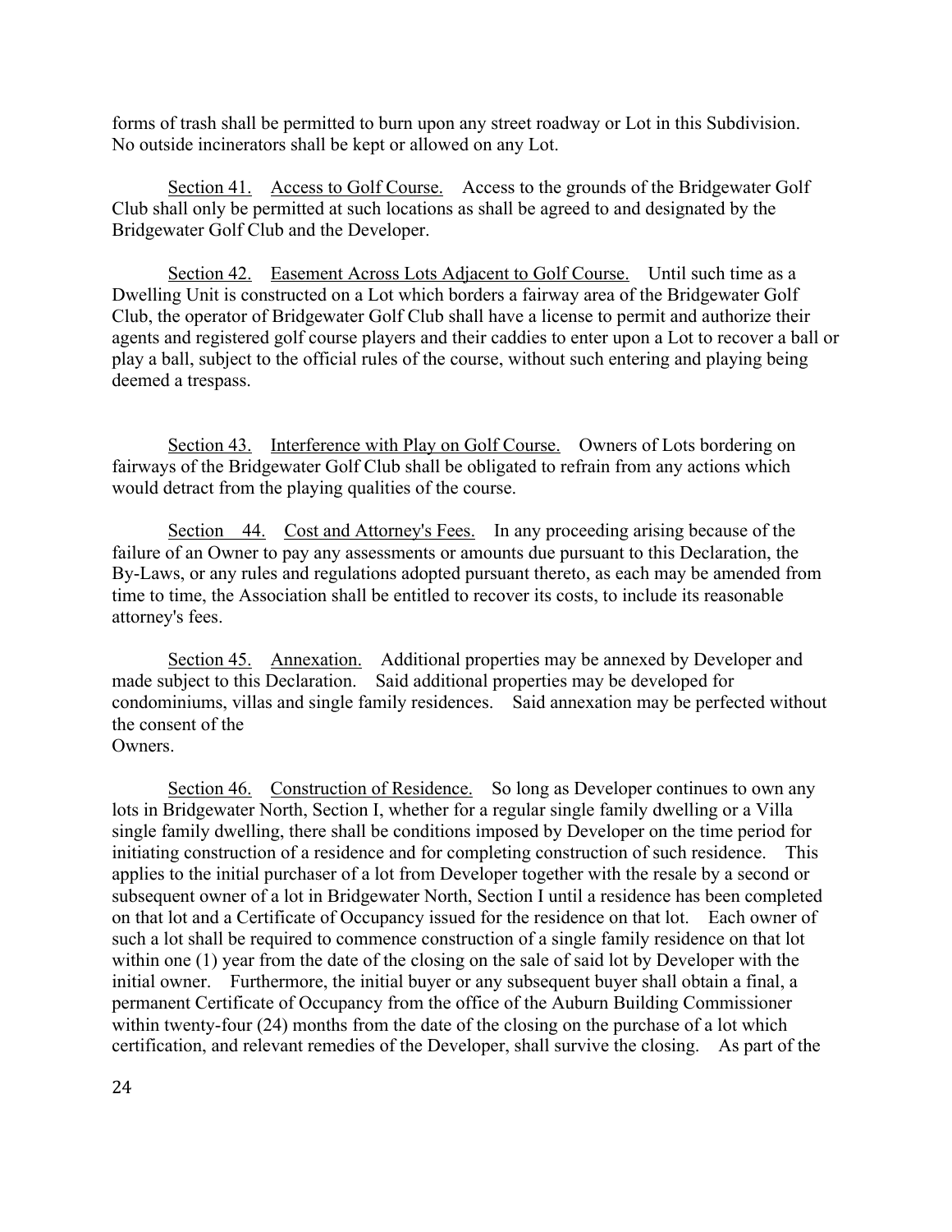forms of trash shall be permitted to burn upon any street roadway or Lot in this Subdivision. No outside incinerators shall be kept or allowed on any Lot.

Section 41. Access to Golf Course. Access to the grounds of the Bridgewater Golf Club shall only be permitted at such locations as shall be agreed to and designated by the Bridgewater Golf Club and the Developer.

Section 42. Easement Across Lots Adjacent to Golf Course. Until such time as a Dwelling Unit is constructed on a Lot which borders a fairway area of the Bridgewater Golf Club, the operator of Bridgewater Golf Club shall have a license to permit and authorize their agents and registered golf course players and their caddies to enter upon a Lot to recover a ball or play a ball, subject to the official rules of the course, without such entering and playing being deemed a trespass.

Section 43. Interference with Play on Golf Course. Owners of Lots bordering on fairways of the Bridgewater Golf Club shall be obligated to refrain from any actions which would detract from the playing qualities of the course.

Section 44. Cost and Attorney's Fees. In any proceeding arising because of the failure of an Owner to pay any assessments or amounts due pursuant to this Declaration, the By-Laws, or any rules and regulations adopted pursuant thereto, as each may be amended from time to time, the Association shall be entitled to recover its costs, to include its reasonable attorney's fees.

Section 45. Annexation. Additional properties may be annexed by Developer and made subject to this Declaration. Said additional properties may be developed for condominiums, villas and single family residences. Said annexation may be perfected without the consent of the Owners.

Section 46. Construction of Residence. So long as Developer continues to own any lots in Bridgewater North, Section I, whether for a regular single family dwelling or a Villa single family dwelling, there shall be conditions imposed by Developer on the time period for initiating construction of a residence and for completing construction of such residence. This applies to the initial purchaser of a lot from Developer together with the resale by a second or subsequent owner of a lot in Bridgewater North, Section I until a residence has been completed on that lot and a Certificate of Occupancy issued for the residence on that lot. Each owner of such a lot shall be required to commence construction of a single family residence on that lot within one (1) year from the date of the closing on the sale of said lot by Developer with the initial owner. Furthermore, the initial buyer or any subsequent buyer shall obtain a final, a permanent Certificate of Occupancy from the office of the Auburn Building Commissioner within twenty-four (24) months from the date of the closing on the purchase of a lot which certification, and relevant remedies of the Developer, shall survive the closing. As part of the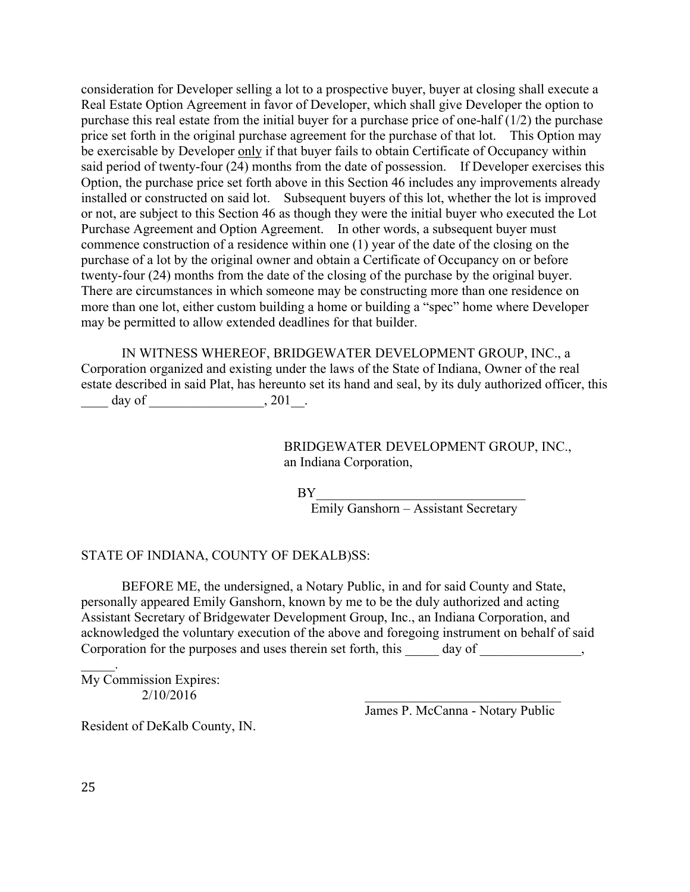consideration for Developer selling a lot to a prospective buyer, buyer at closing shall execute a Real Estate Option Agreement in favor of Developer, which shall give Developer the option to purchase this real estate from the initial buyer for a purchase price of one-half (1/2) the purchase price set forth in the original purchase agreement for the purchase of that lot. This Option may be exercisable by Developer <u>only</u> if that buyer fails to obtain Certificate of Occupancy within said period of twenty-four (24) months from the date of possession. If Developer exercises this Option, the purchase price set forth above in this Section 46 includes any improvements already installed or constructed on said lot. Subsequent buyers of this lot, whether the lot is improved or not, are subject to this Section 46 as though they were the initial buyer who executed the Lot Purchase Agreement and Option Agreement. In other words, a subsequent buyer must commence construction of a residence within one (1) year of the date of the closing on the purchase of a lot by the original owner and obtain a Certificate of Occupancy on or before twenty-four (24) months from the date of the closing of the purchase by the original buyer. There are circumstances in which someone may be constructing more than one residence on more than one lot, either custom building a home or building a "spec" home where Developer may be permitted to allow extended deadlines for that builder.

IN WITNESS WHEREOF, BRIDGEWATER DEVELOPMENT GROUP, INC., a Corporation organized and existing under the laws of the State of Indiana, Owner of the real estate described in said Plat, has hereunto set its hand and seal, by its duly authorized officer, this ____ day of _________________, 201__.

BRIDGEWATER DEVELOPMENT GROUP, INC.,
an Indiana Corporation,

BY_______________________________
Emily Ganshorn – Assistant Secretary

STATE OF INDIANA, COUNTY OF DEKALB)SS:

BEFORE ME, the undersigned, a Notary Public, in and for said County and State, personally appeared Emily Ganshorn, known by me to be the duly authorized and acting Assistant Secretary of Bridgewater Development Group, Inc., an Indiana Corporation, and acknowledged the voluntary execution of the above and foregoing instrument on behalf of said Corporation for the purposes and uses therein set forth, this _____ day of _______________, _____.

My Commission Expires:
2/10/2016

_____________________________
James P. McCanna - Notary Public

Resident of DeKalb County, IN.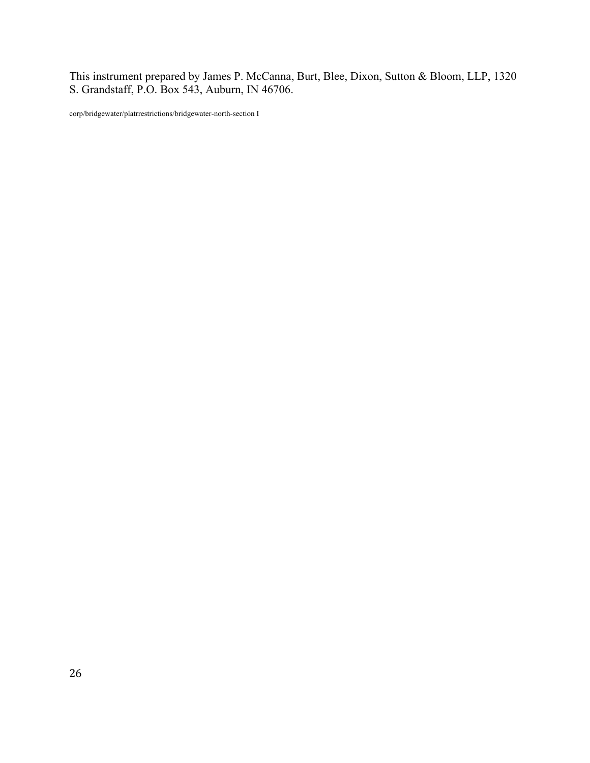This instrument prepared by James P. McCanna, Burt, Blee, Dixon, Sutton & Bloom, LLP, 1320 S. Grandstaff, P.O. Box 543, Auburn, IN 46706.

corp/bridgewater/platrrestrictions/bridgewater-north-section I